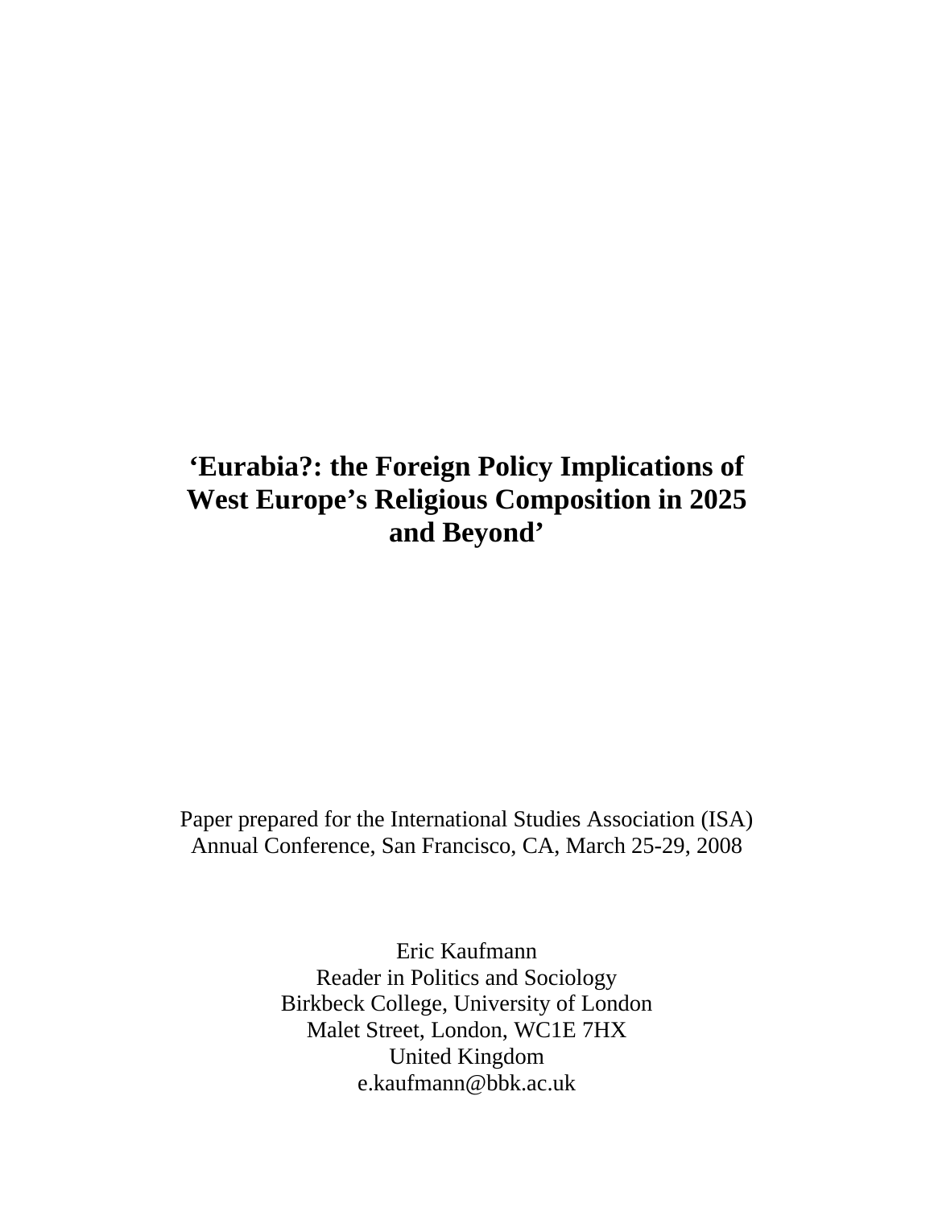# ‘Eurabia?: the Foreign Policy Implications of West Europe’s Religious Composition in 2025 and Beyond’

Paper prepared for the International Studies Association (ISA) Annual Conference, San Francisco, CA, March 25-29, 2008

Eric Kaufmann
Reader in Politics and Sociology
Birkbeck College, University of London
Malet Street, London, WC1E 7HX
United Kingdom
e.kaufmann@bbk.ac.uk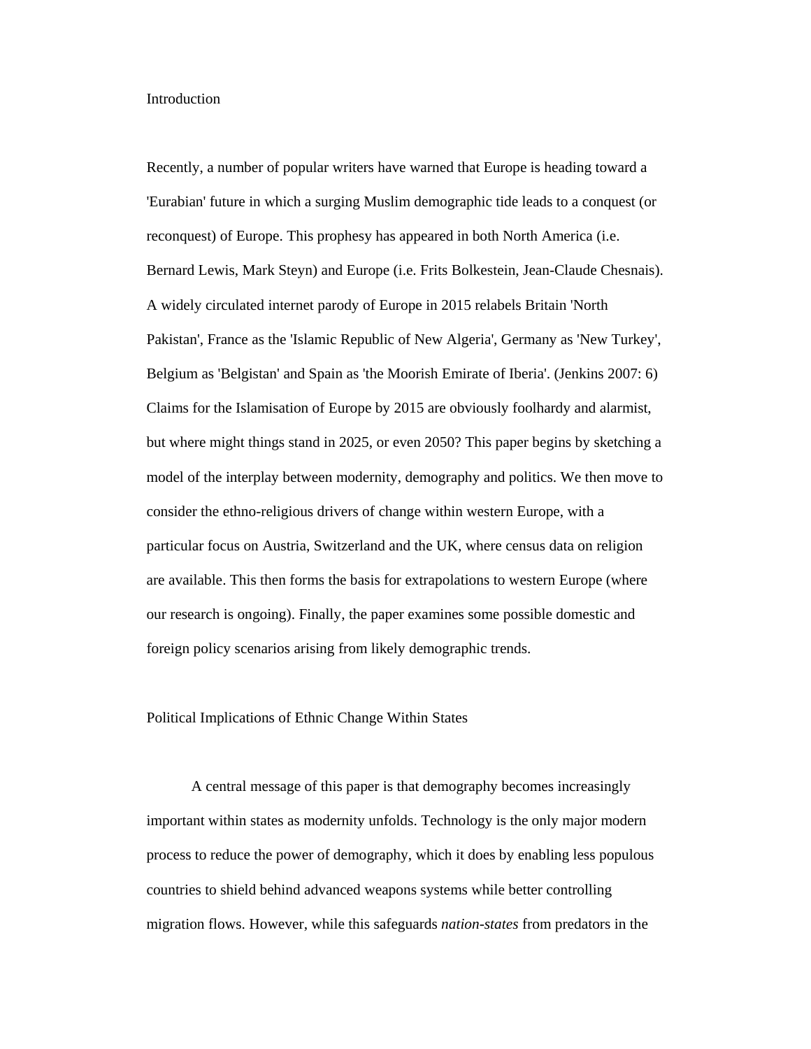## Introduction

Recently, a number of popular writers have warned that Europe is heading toward a 'Eurabian' future in which a surging Muslim demographic tide leads to a conquest (or reconquest) of Europe. This prophesy has appeared in both North America (i.e. Bernard Lewis, Mark Steyn) and Europe (i.e. Frits Bolkestein, Jean-Claude Chesnais). A widely circulated internet parody of Europe in 2015 relabels Britain 'North Pakistan', France as the 'Islamic Republic of New Algeria', Germany as 'New Turkey', Belgium as 'Belgistan' and Spain as 'the Moorish Emirate of Iberia'. (Jenkins 2007: 6) Claims for the Islamisation of Europe by 2015 are obviously foolhardy and alarmist, but where might things stand in 2025, or even 2050? This paper begins by sketching a model of the interplay between modernity, demography and politics. We then move to consider the ethno-religious drivers of change within western Europe, with a particular focus on Austria, Switzerland and the UK, where census data on religion are available. This then forms the basis for extrapolations to western Europe (where our research is ongoing). Finally, the paper examines some possible domestic and foreign policy scenarios arising from likely demographic trends.

## Political Implications of Ethnic Change Within States

A central message of this paper is that demography becomes increasingly important within states as modernity unfolds. Technology is the only major modern process to reduce the power of demography, which it does by enabling less populous countries to shield behind advanced weapons systems while better controlling migration flows. However, while this safeguards *nation-states* from predators in the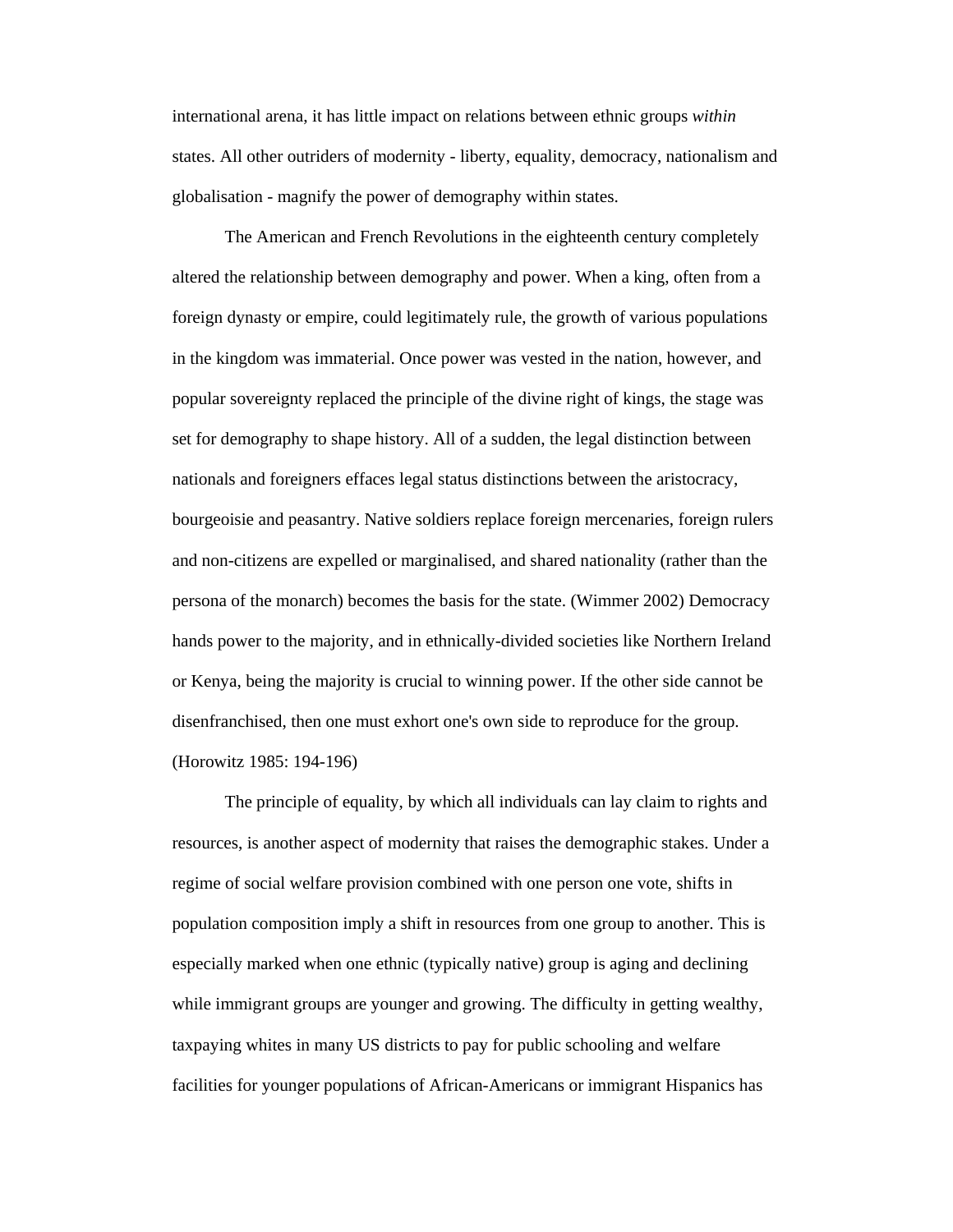international arena, it has little impact on relations between ethnic groups *within* states. All other outriders of modernity - liberty, equality, democracy, nationalism and globalisation - magnify the power of demography within states.

The American and French Revolutions in the eighteenth century completely altered the relationship between demography and power. When a king, often from a foreign dynasty or empire, could legitimately rule, the growth of various populations in the kingdom was immaterial. Once power was vested in the nation, however, and popular sovereignty replaced the principle of the divine right of kings, the stage was set for demography to shape history. All of a sudden, the legal distinction between nationals and foreigners effaces legal status distinctions between the aristocracy, bourgeoisie and peasantry. Native soldiers replace foreign mercenaries, foreign rulers and non-citizens are expelled or marginalised, and shared nationality (rather than the persona of the monarch) becomes the basis for the state. (Wimmer 2002) Democracy hands power to the majority, and in ethnically-divided societies like Northern Ireland or Kenya, being the majority is crucial to winning power. If the other side cannot be disenfranchised, then one must exhort one's own side to reproduce for the group. (Horowitz 1985: 194-196)

The principle of equality, by which all individuals can lay claim to rights and resources, is another aspect of modernity that raises the demographic stakes. Under a regime of social welfare provision combined with one person one vote, shifts in population composition imply a shift in resources from one group to another. This is especially marked when one ethnic (typically native) group is aging and declining while immigrant groups are younger and growing. The difficulty in getting wealthy, taxpaying whites in many US districts to pay for public schooling and welfare facilities for younger populations of African-Americans or immigrant Hispanics has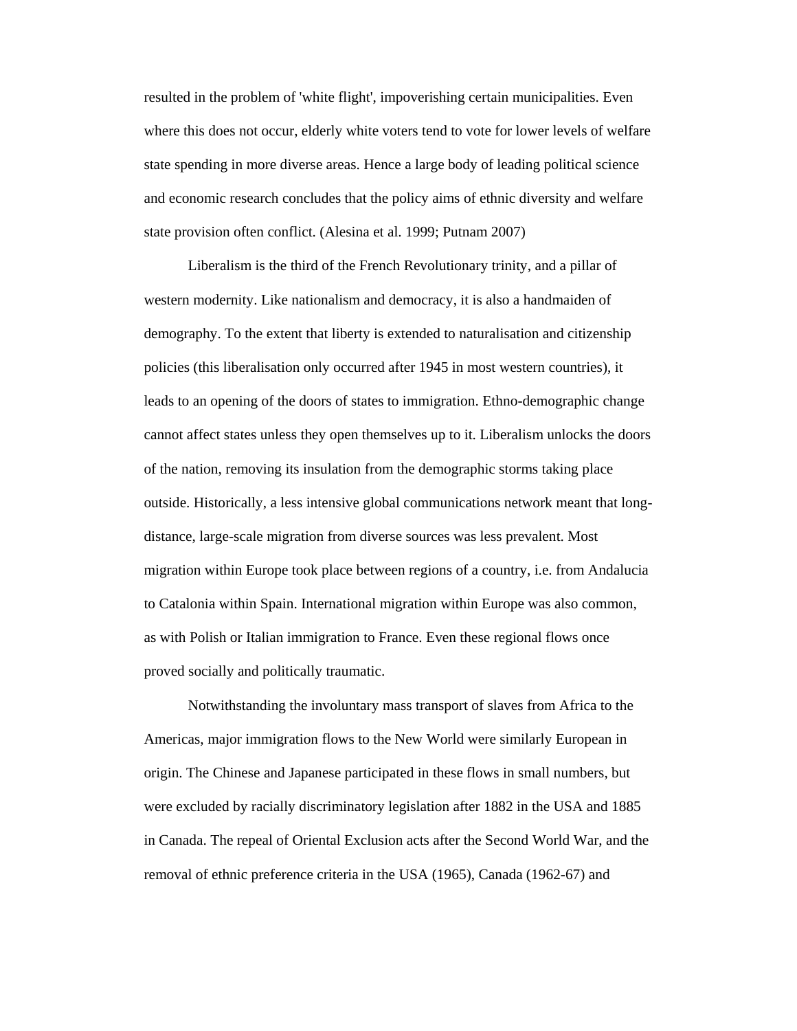resulted in the problem of 'white flight', impoverishing certain municipalities. Even where this does not occur, elderly white voters tend to vote for lower levels of welfare state spending in more diverse areas. Hence a large body of leading political science and economic research concludes that the policy aims of ethnic diversity and welfare state provision often conflict. (Alesina et al. 1999; Putnam 2007)

Liberalism is the third of the French Revolutionary trinity, and a pillar of western modernity. Like nationalism and democracy, it is also a handmaiden of demography. To the extent that liberty is extended to naturalisation and citizenship policies (this liberalisation only occurred after 1945 in most western countries), it leads to an opening of the doors of states to immigration. Ethno-demographic change cannot affect states unless they open themselves up to it. Liberalism unlocks the doors of the nation, removing its insulation from the demographic storms taking place outside. Historically, a less intensive global communications network meant that long-distance, large-scale migration from diverse sources was less prevalent. Most migration within Europe took place between regions of a country, i.e. from Andalucia to Catalonia within Spain. International migration within Europe was also common, as with Polish or Italian immigration to France. Even these regional flows once proved socially and politically traumatic.

Notwithstanding the involuntary mass transport of slaves from Africa to the Americas, major immigration flows to the New World were similarly European in origin. The Chinese and Japanese participated in these flows in small numbers, but were excluded by racially discriminatory legislation after 1882 in the USA and 1885 in Canada. The repeal of Oriental Exclusion acts after the Second World War, and the removal of ethnic preference criteria in the USA (1965), Canada (1962-67) and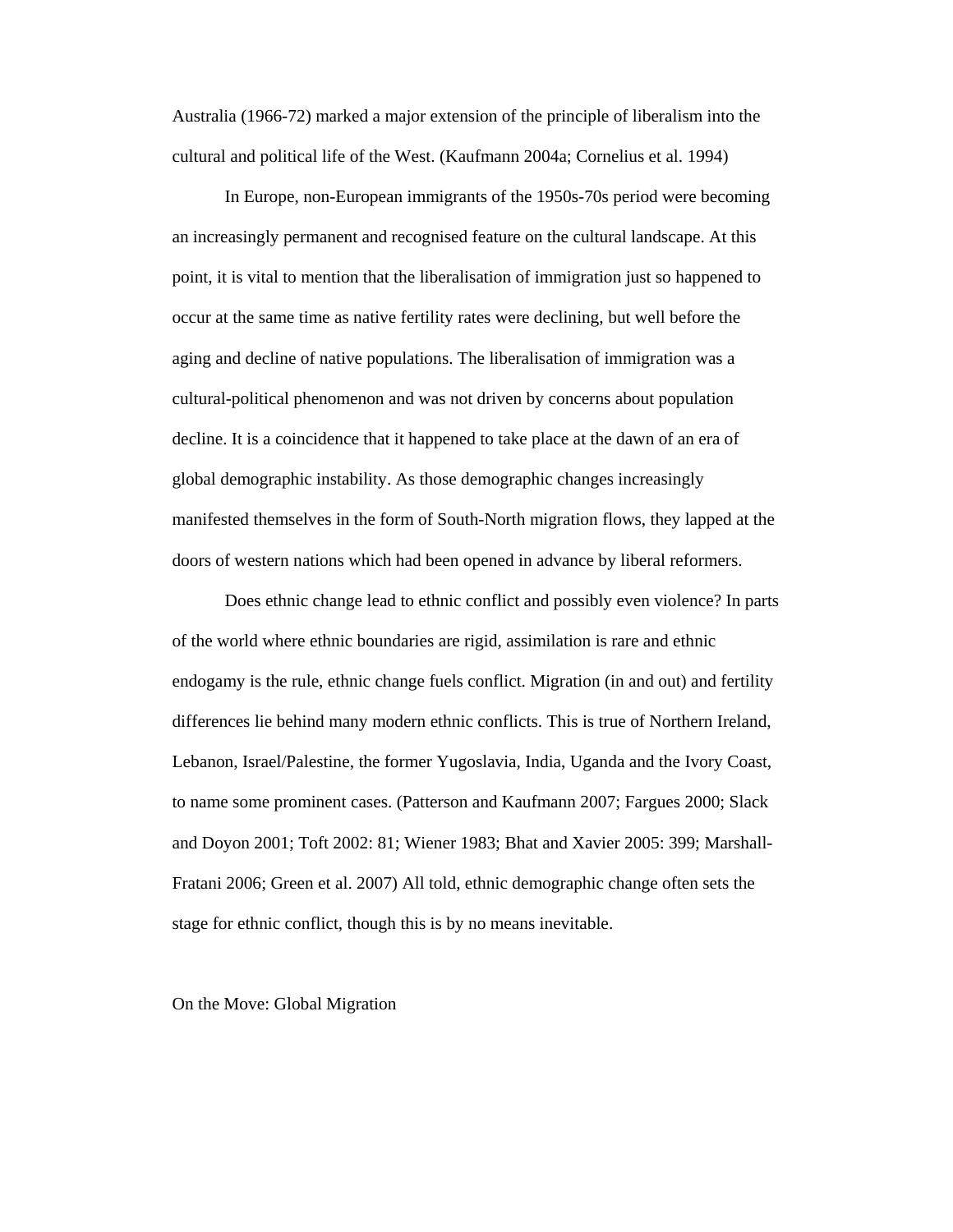Australia (1966-72) marked a major extension of the principle of liberalism into the cultural and political life of the West. (Kaufmann 2004a; Cornelius et al. 1994)

In Europe, non-European immigrants of the 1950s-70s period were becoming an increasingly permanent and recognised feature on the cultural landscape. At this point, it is vital to mention that the liberalisation of immigration just so happened to occur at the same time as native fertility rates were declining, but well before the aging and decline of native populations. The liberalisation of immigration was a cultural-political phenomenon and was not driven by concerns about population decline. It is a coincidence that it happened to take place at the dawn of an era of global demographic instability. As those demographic changes increasingly manifested themselves in the form of South-North migration flows, they lapped at the doors of western nations which had been opened in advance by liberal reformers.

Does ethnic change lead to ethnic conflict and possibly even violence? In parts of the world where ethnic boundaries are rigid, assimilation is rare and ethnic endogamy is the rule, ethnic change fuels conflict. Migration (in and out) and fertility differences lie behind many modern ethnic conflicts. This is true of Northern Ireland, Lebanon, Israel/Palestine, the former Yugoslavia, India, Uganda and the Ivory Coast, to name some prominent cases. (Patterson and Kaufmann 2007; Fargues 2000; Slack and Doyon 2001; Toft 2002: 81; Wiener 1983; Bhat and Xavier 2005: 399; Marshall-Fratani 2006; Green et al. 2007) All told, ethnic demographic change often sets the stage for ethnic conflict, though this is by no means inevitable.

## On the Move: Global Migration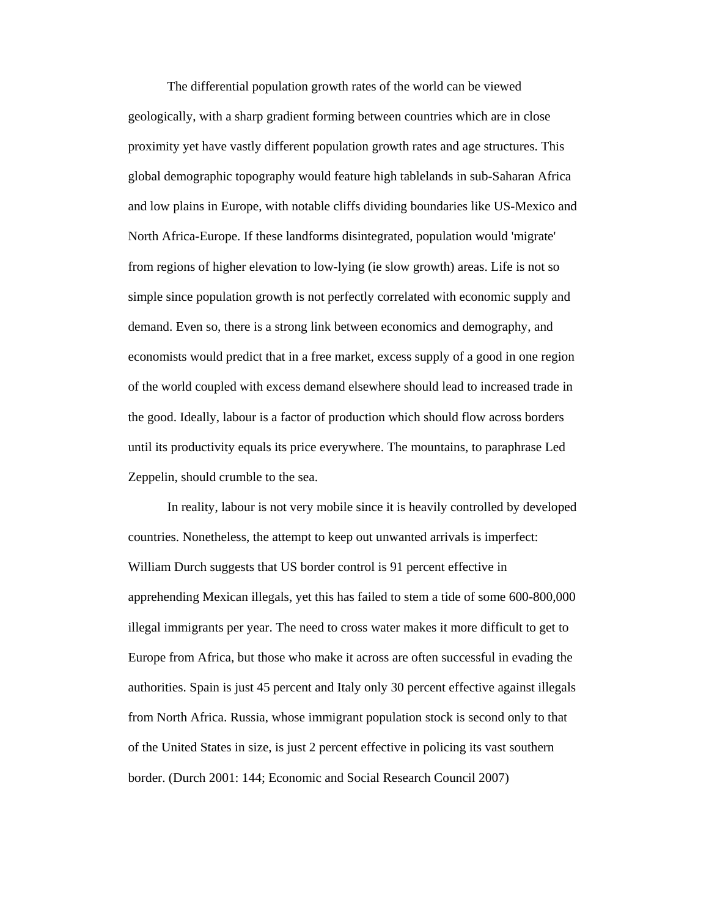The differential population growth rates of the world can be viewed geologically, with a sharp gradient forming between countries which are in close proximity yet have vastly different population growth rates and age structures. This global demographic topography would feature high tablelands in sub-Saharan Africa and low plains in Europe, with notable cliffs dividing boundaries like US-Mexico and North Africa-Europe. If these landforms disintegrated, population would 'migrate' from regions of higher elevation to low-lying (ie slow growth) areas. Life is not so simple since population growth is not perfectly correlated with economic supply and demand. Even so, there is a strong link between economics and demography, and economists would predict that in a free market, excess supply of a good in one region of the world coupled with excess demand elsewhere should lead to increased trade in the good. Ideally, labour is a factor of production which should flow across borders until its productivity equals its price everywhere. The mountains, to paraphrase Led Zeppelin, should crumble to the sea.

In reality, labour is not very mobile since it is heavily controlled by developed countries. Nonetheless, the attempt to keep out unwanted arrivals is imperfect: William Durch suggests that US border control is 91 percent effective in apprehending Mexican illegals, yet this has failed to stem a tide of some 600-800,000 illegal immigrants per year. The need to cross water makes it more difficult to get to Europe from Africa, but those who make it across are often successful in evading the authorities. Spain is just 45 percent and Italy only 30 percent effective against illegals from North Africa. Russia, whose immigrant population stock is second only to that of the United States in size, is just 2 percent effective in policing its vast southern border. (Durch 2001: 144; Economic and Social Research Council 2007)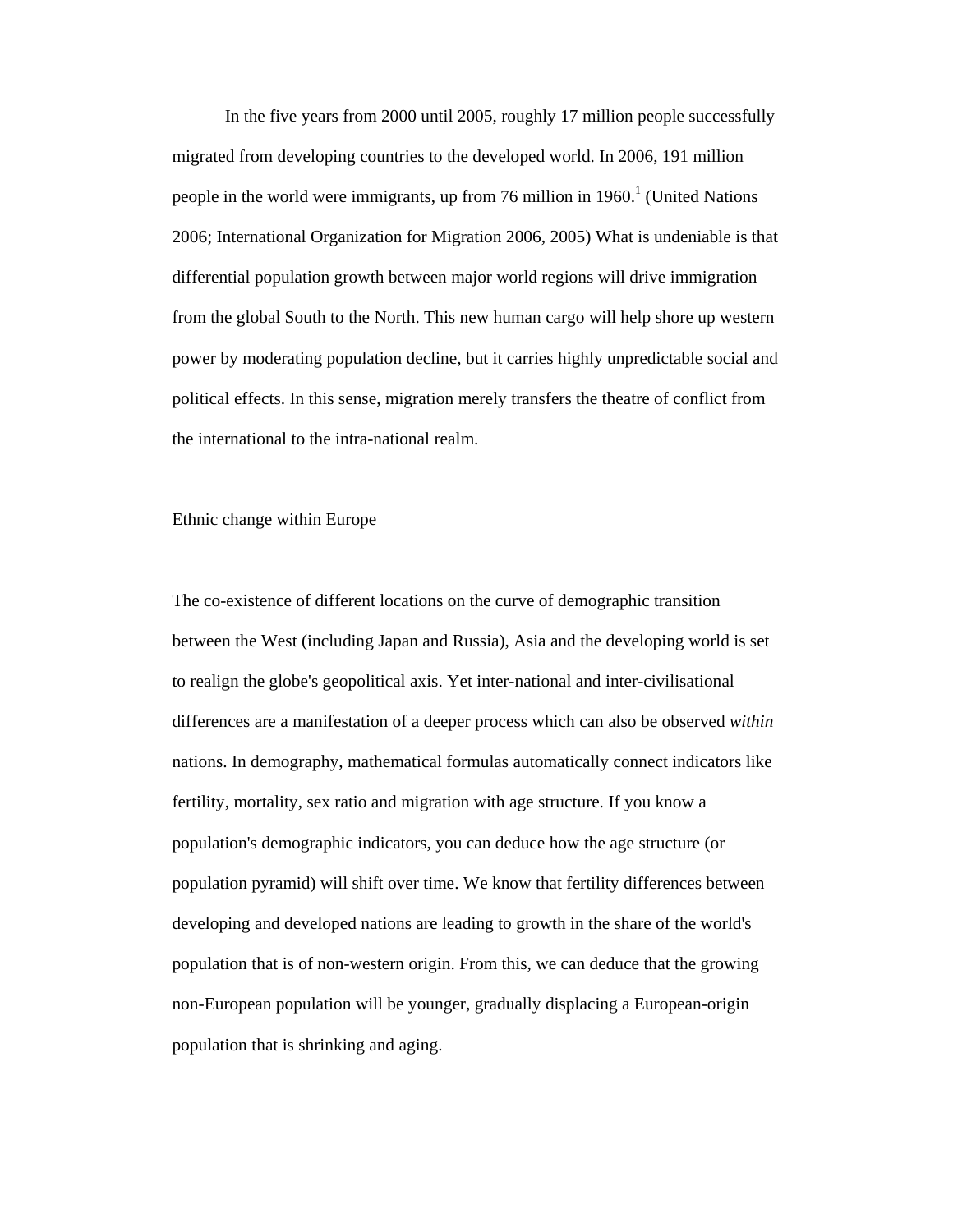In the five years from 2000 until 2005, roughly 17 million people successfully migrated from developing countries to the developed world. In 2006, 191 million people in the world were immigrants, up from 76 million in 1960.[1] (United Nations 2006; International Organization for Migration 2006, 2005) What is undeniable is that differential population growth between major world regions will drive immigration from the global South to the North. This new human cargo will help shore up western power by moderating population decline, but it carries highly unpredictable social and political effects. In this sense, migration merely transfers the theatre of conflict from the international to the intra-national realm.

## Ethnic change within Europe

The co-existence of different locations on the curve of demographic transition between the West (including Japan and Russia), Asia and the developing world is set to realign the globe's geopolitical axis. Yet inter-national and inter-civilisational differences are a manifestation of a deeper process which can also be observed *within* nations. In demography, mathematical formulas automatically connect indicators like fertility, mortality, sex ratio and migration with age structure. If you know a population's demographic indicators, you can deduce how the age structure (or population pyramid) will shift over time. We know that fertility differences between developing and developed nations are leading to growth in the share of the world's population that is of non-western origin. From this, we can deduce that the growing non-European population will be younger, gradually displacing a European-origin population that is shrinking and aging.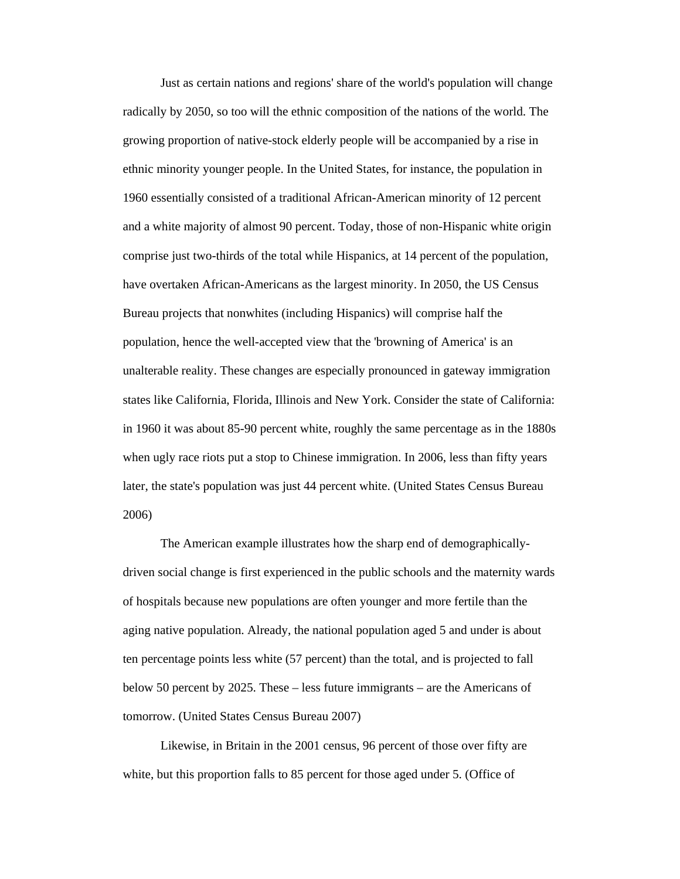Just as certain nations and regions' share of the world's population will change radically by 2050, so too will the ethnic composition of the nations of the world. The growing proportion of native-stock elderly people will be accompanied by a rise in ethnic minority younger people. In the United States, for instance, the population in 1960 essentially consisted of a traditional African-American minority of 12 percent and a white majority of almost 90 percent. Today, those of non-Hispanic white origin comprise just two-thirds of the total while Hispanics, at 14 percent of the population, have overtaken African-Americans as the largest minority. In 2050, the US Census Bureau projects that nonwhites (including Hispanics) will comprise half the population, hence the well-accepted view that the 'browning of America' is an unalterable reality. These changes are especially pronounced in gateway immigration states like California, Florida, Illinois and New York. Consider the state of California: in 1960 it was about 85-90 percent white, roughly the same percentage as in the 1880s when ugly race riots put a stop to Chinese immigration. In 2006, less than fifty years later, the state's population was just 44 percent white. (United States Census Bureau 2006)

The American example illustrates how the sharp end of demographically-driven social change is first experienced in the public schools and the maternity wards of hospitals because new populations are often younger and more fertile than the aging native population. Already, the national population aged 5 and under is about ten percentage points less white (57 percent) than the total, and is projected to fall below 50 percent by 2025. These – less future immigrants – are the Americans of tomorrow. (United States Census Bureau 2007)

Likewise, in Britain in the 2001 census, 96 percent of those over fifty are white, but this proportion falls to 85 percent for those aged under 5. (Office of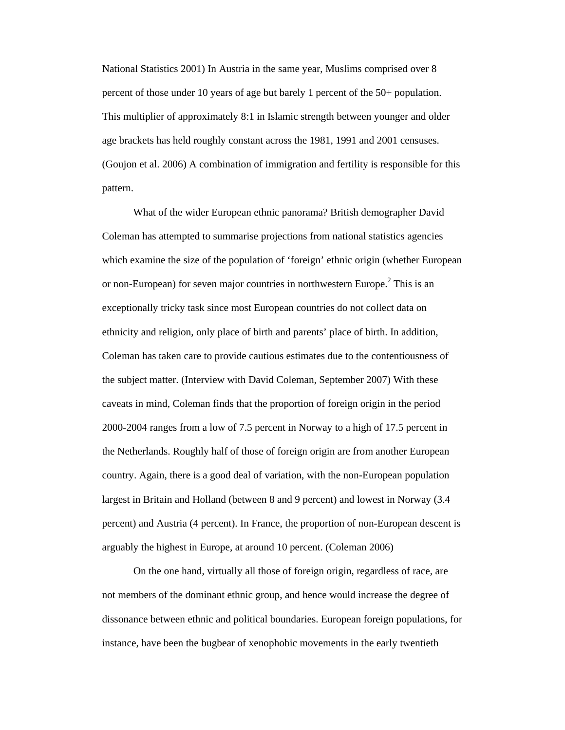National Statistics 2001) In Austria in the same year, Muslims comprised over 8 percent of those under 10 years of age but barely 1 percent of the 50+ population. This multiplier of approximately 8:1 in Islamic strength between younger and older age brackets has held roughly constant across the 1981, 1991 and 2001 censuses. (Goujon et al. 2006) A combination of immigration and fertility is responsible for this pattern.

What of the wider European ethnic panorama? British demographer David Coleman has attempted to summarise projections from national statistics agencies which examine the size of the population of 'foreign' ethnic origin (whether European or non-European) for seven major countries in northwestern Europe.[2] This is an exceptionally tricky task since most European countries do not collect data on ethnicity and religion, only place of birth and parents' place of birth. In addition, Coleman has taken care to provide cautious estimates due to the contentiousness of the subject matter. (Interview with David Coleman, September 2007) With these caveats in mind, Coleman finds that the proportion of foreign origin in the period 2000-2004 ranges from a low of 7.5 percent in Norway to a high of 17.5 percent in the Netherlands. Roughly half of those of foreign origin are from another European country. Again, there is a good deal of variation, with the non-European population largest in Britain and Holland (between 8 and 9 percent) and lowest in Norway (3.4 percent) and Austria (4 percent). In France, the proportion of non-European descent is arguably the highest in Europe, at around 10 percent. (Coleman 2006)

On the one hand, virtually all those of foreign origin, regardless of race, are not members of the dominant ethnic group, and hence would increase the degree of dissonance between ethnic and political boundaries. European foreign populations, for instance, have been the bugbear of xenophobic movements in the early twentieth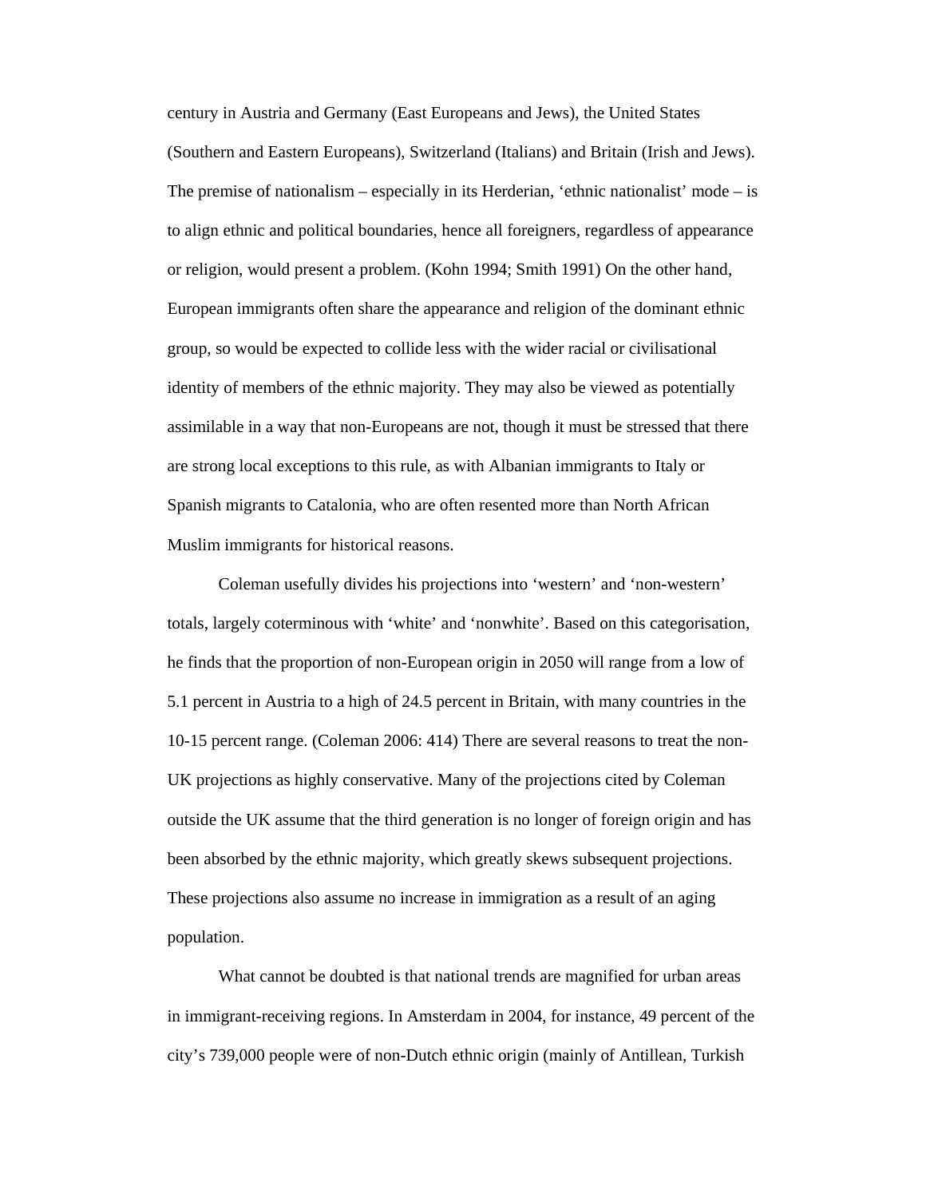century in Austria and Germany (East Europeans and Jews), the United States (Southern and Eastern Europeans), Switzerland (Italians) and Britain (Irish and Jews). The premise of nationalism – especially in its Herderian, 'ethnic nationalist' mode – is to align ethnic and political boundaries, hence all foreigners, regardless of appearance or religion, would present a problem. (Kohn 1994; Smith 1991) On the other hand, European immigrants often share the appearance and religion of the dominant ethnic group, so would be expected to collide less with the wider racial or civilisational identity of members of the ethnic majority. They may also be viewed as potentially assimilable in a way that non-Europeans are not, though it must be stressed that there are strong local exceptions to this rule, as with Albanian immigrants to Italy or Spanish migrants to Catalonia, who are often resented more than North African Muslim immigrants for historical reasons.

Coleman usefully divides his projections into 'western' and 'non-western' totals, largely coterminous with 'white' and 'nonwhite'. Based on this categorisation, he finds that the proportion of non-European origin in 2050 will range from a low of 5.1 percent in Austria to a high of 24.5 percent in Britain, with many countries in the 10-15 percent range. (Coleman 2006: 414) There are several reasons to treat the non-UK projections as highly conservative. Many of the projections cited by Coleman outside the UK assume that the third generation is no longer of foreign origin and has been absorbed by the ethnic majority, which greatly skews subsequent projections. These projections also assume no increase in immigration as a result of an aging population.

What cannot be doubted is that national trends are magnified for urban areas in immigrant-receiving regions. In Amsterdam in 2004, for instance, 49 percent of the city's 739,000 people were of non-Dutch ethnic origin (mainly of Antillean, Turkish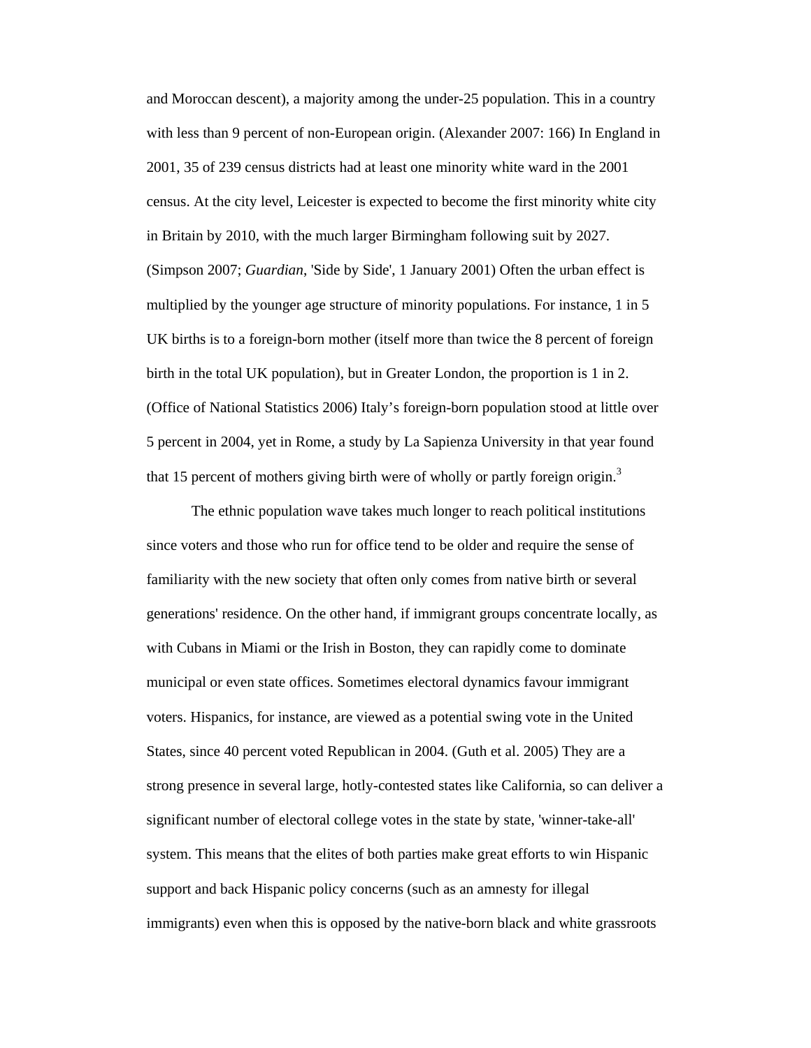and Moroccan descent), a majority among the under-25 population. This in a country with less than 9 percent of non-European origin. (Alexander 2007: 166) In England in 2001, 35 of 239 census districts had at least one minority white ward in the 2001 census. At the city level, Leicester is expected to become the first minority white city in Britain by 2010, with the much larger Birmingham following suit by 2027. (Simpson 2007; *Guardian*, 'Side by Side', 1 January 2001) Often the urban effect is multiplied by the younger age structure of minority populations. For instance, 1 in 5 UK births is to a foreign-born mother (itself more than twice the 8 percent of foreign birth in the total UK population), but in Greater London, the proportion is 1 in 2. (Office of National Statistics 2006) Italy's foreign-born population stood at little over 5 percent in 2004, yet in Rome, a study by La Sapienza University in that year found that 15 percent of mothers giving birth were of wholly or partly foreign origin.[3]

The ethnic population wave takes much longer to reach political institutions since voters and those who run for office tend to be older and require the sense of familiarity with the new society that often only comes from native birth or several generations' residence. On the other hand, if immigrant groups concentrate locally, as with Cubans in Miami or the Irish in Boston, they can rapidly come to dominate municipal or even state offices. Sometimes electoral dynamics favour immigrant voters. Hispanics, for instance, are viewed as a potential swing vote in the United States, since 40 percent voted Republican in 2004. (Guth et al. 2005) They are a strong presence in several large, hotly-contested states like California, so can deliver a significant number of electoral college votes in the state by state, 'winner-take-all' system. This means that the elites of both parties make great efforts to win Hispanic support and back Hispanic policy concerns (such as an amnesty for illegal immigrants) even when this is opposed by the native-born black and white grassroots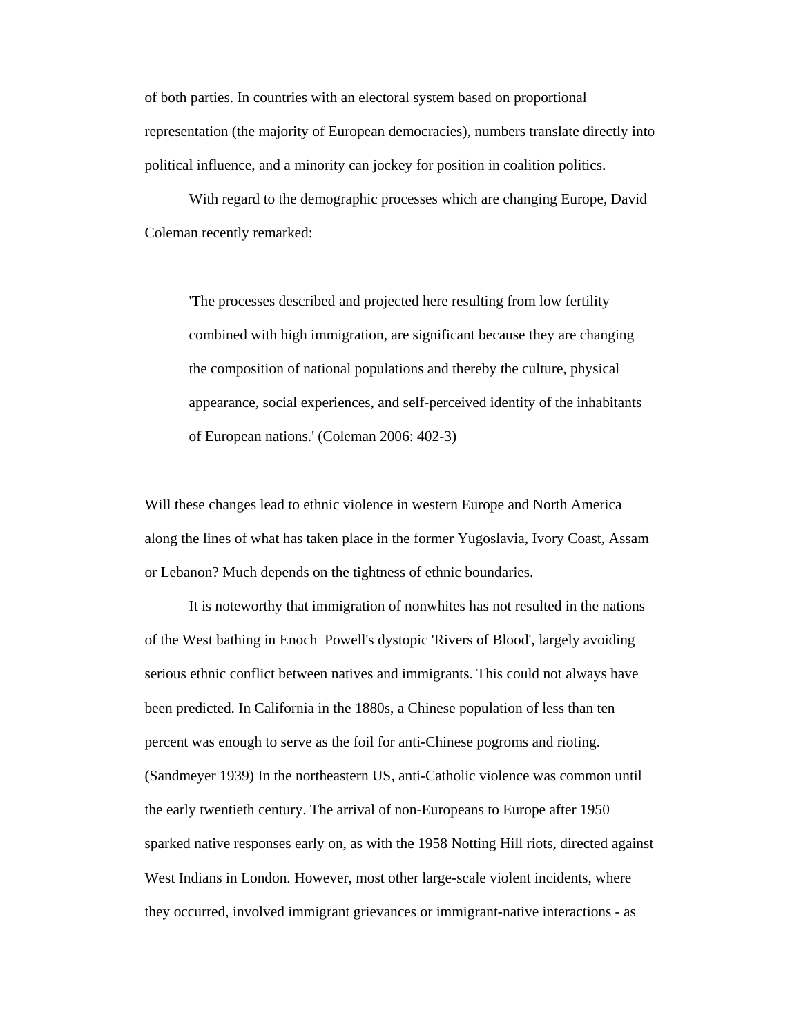of both parties. In countries with an electoral system based on proportional representation (the majority of European democracies), numbers translate directly into political influence, and a minority can jockey for position in coalition politics.

With regard to the demographic processes which are changing Europe, David Coleman recently remarked:

> 'The processes described and projected here resulting from low fertility combined with high immigration, are significant because they are changing the composition of national populations and thereby the culture, physical appearance, social experiences, and self-perceived identity of the inhabitants of European nations.' (Coleman 2006: 402-3)

Will these changes lead to ethnic violence in western Europe and North America along the lines of what has taken place in the former Yugoslavia, Ivory Coast, Assam or Lebanon? Much depends on the tightness of ethnic boundaries.

It is noteworthy that immigration of nonwhites has not resulted in the nations of the West bathing in Enoch Powell's dystopic 'Rivers of Blood', largely avoiding serious ethnic conflict between natives and immigrants. This could not always have been predicted. In California in the 1880s, a Chinese population of less than ten percent was enough to serve as the foil for anti-Chinese pogroms and rioting. (Sandmeyer 1939) In the northeastern US, anti-Catholic violence was common until the early twentieth century. The arrival of non-Europeans to Europe after 1950 sparked native responses early on, as with the 1958 Notting Hill riots, directed against West Indians in London. However, most other large-scale violent incidents, where they occurred, involved immigrant grievances or immigrant-native interactions - as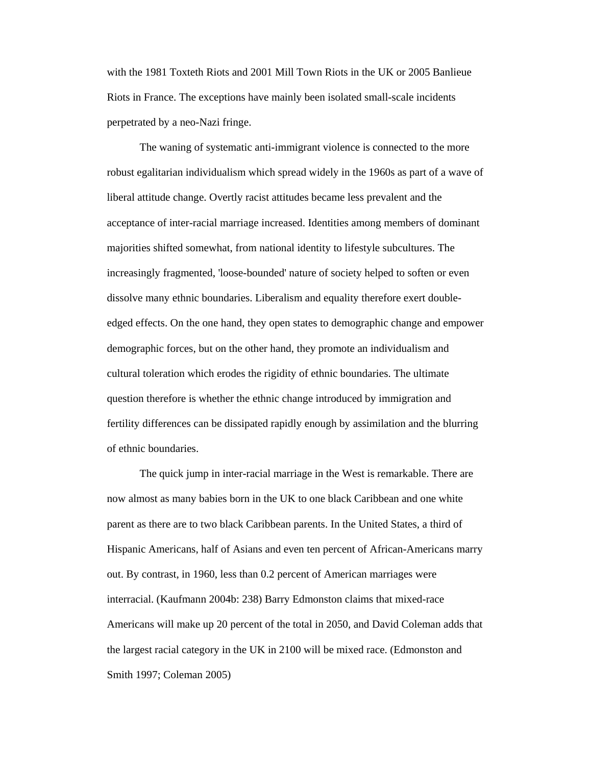with the 1981 Toxteth Riots and 2001 Mill Town Riots in the UK or 2005 Banlieue Riots in France. The exceptions have mainly been isolated small-scale incidents perpetrated by a neo-Nazi fringe.

The waning of systematic anti-immigrant violence is connected to the more robust egalitarian individualism which spread widely in the 1960s as part of a wave of liberal attitude change. Overtly racist attitudes became less prevalent and the acceptance of inter-racial marriage increased. Identities among members of dominant majorities shifted somewhat, from national identity to lifestyle subcultures. The increasingly fragmented, 'loose-bounded' nature of society helped to soften or even dissolve many ethnic boundaries. Liberalism and equality therefore exert double-edged effects. On the one hand, they open states to demographic change and empower demographic forces, but on the other hand, they promote an individualism and cultural toleration which erodes the rigidity of ethnic boundaries. The ultimate question therefore is whether the ethnic change introduced by immigration and fertility differences can be dissipated rapidly enough by assimilation and the blurring of ethnic boundaries.

The quick jump in inter-racial marriage in the West is remarkable. There are now almost as many babies born in the UK to one black Caribbean and one white parent as there are to two black Caribbean parents. In the United States, a third of Hispanic Americans, half of Asians and even ten percent of African-Americans marry out. By contrast, in 1960, less than 0.2 percent of American marriages were interracial. (Kaufmann 2004b: 238) Barry Edmonston claims that mixed-race Americans will make up 20 percent of the total in 2050, and David Coleman adds that the largest racial category in the UK in 2100 will be mixed race. (Edmonston and Smith 1997; Coleman 2005)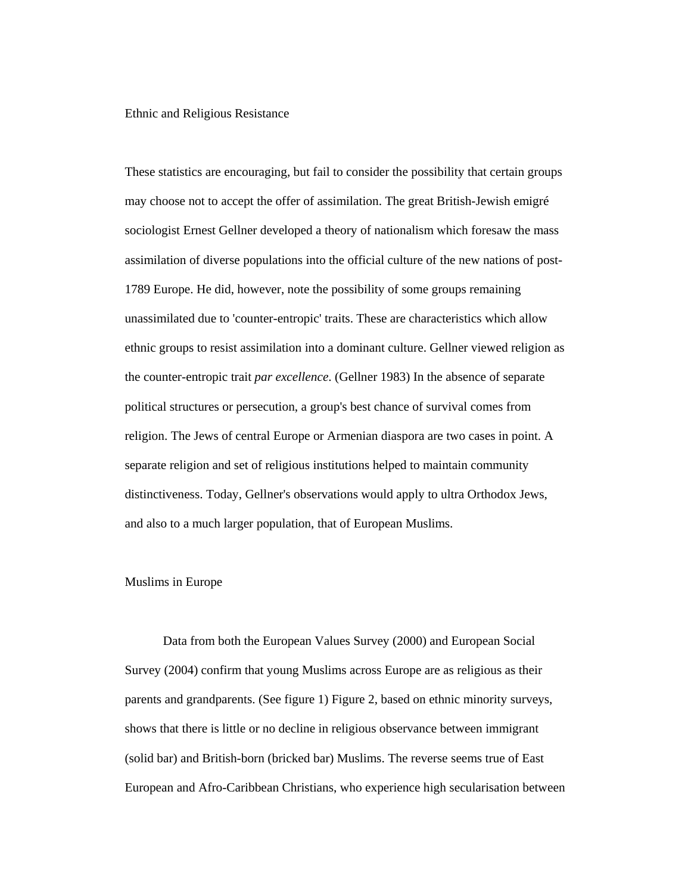## Ethnic and Religious Resistance

These statistics are encouraging, but fail to consider the possibility that certain groups may choose not to accept the offer of assimilation. The great British-Jewish emigré sociologist Ernest Gellner developed a theory of nationalism which foresaw the mass assimilation of diverse populations into the official culture of the new nations of post-1789 Europe. He did, however, note the possibility of some groups remaining unassimilated due to 'counter-entropic' traits. These are characteristics which allow ethnic groups to resist assimilation into a dominant culture. Gellner viewed religion as the counter-entropic trait *par excellence*. (Gellner 1983) In the absence of separate political structures or persecution, a group's best chance of survival comes from religion. The Jews of central Europe or Armenian diaspora are two cases in point. A separate religion and set of religious institutions helped to maintain community distinctiveness. Today, Gellner's observations would apply to ultra Orthodox Jews, and also to a much larger population, that of European Muslims.

## Muslims in Europe

Data from both the European Values Survey (2000) and European Social Survey (2004) confirm that young Muslims across Europe are as religious as their parents and grandparents. (See figure 1) Figure 2, based on ethnic minority surveys, shows that there is little or no decline in religious observance between immigrant (solid bar) and British-born (bricked bar) Muslims. The reverse seems true of East European and Afro-Caribbean Christians, who experience high secularisation between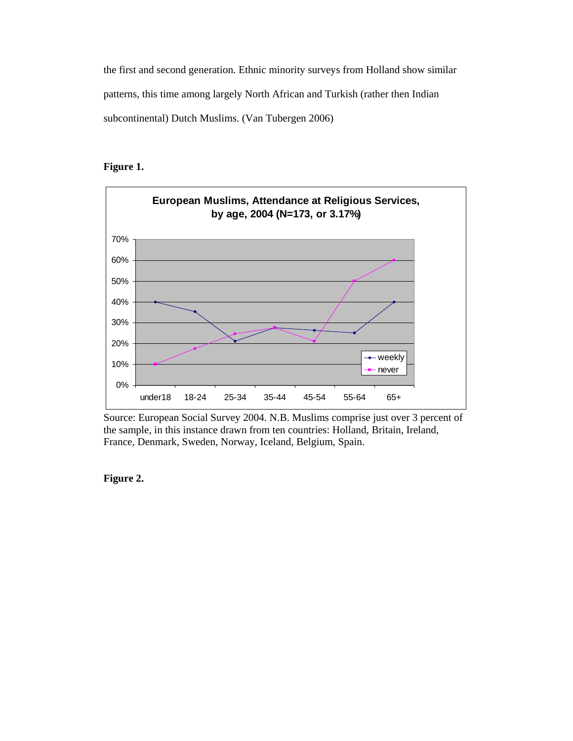the first and second generation. Ethnic minority surveys from Holland show similar patterns, this time among largely North African and Turkish (rather then Indian subcontinental) Dutch Muslims. (Van Tubergen 2006)

**Figure 1.**

**European Muslims, Attendance at Religious Services, by age, 2004 (N=173, or 3.17%)**

Source: European Social Survey 2004. N.B. Muslims comprise just over 3 percent of the sample, in this instance drawn from ten countries: Holland, Britain, Ireland, France, Denmark, Sweden, Norway, Iceland, Belgium, Spain.

**Figure 2.**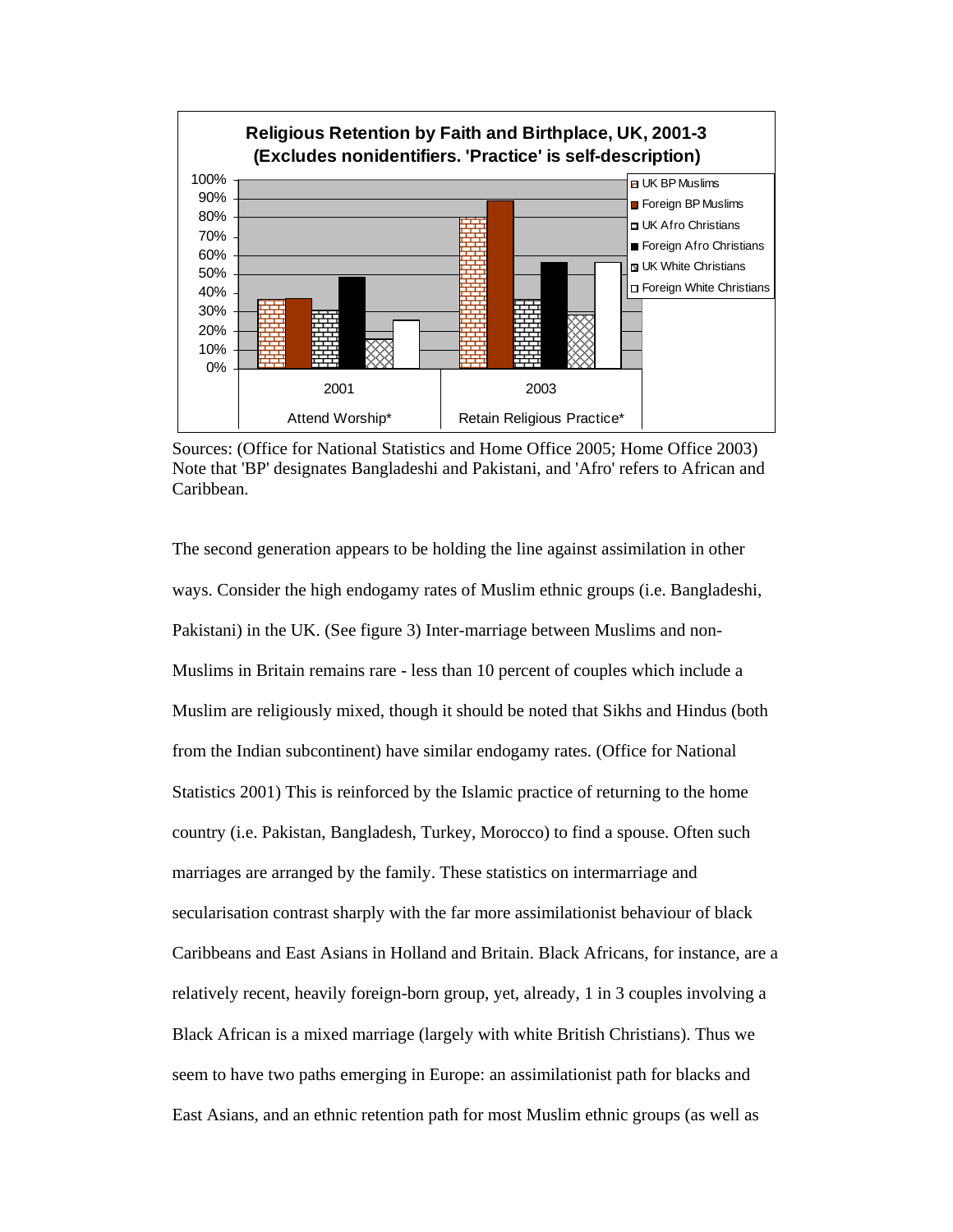**Religious Retention by Faith and Birthplace, UK, 2001-3 (Excludes nonidentifiers. 'Practice' is self-description)**

Sources: (Office for National Statistics and Home Office 2005; Home Office 2003) Note that 'BP' designates Bangladeshi and Pakistani, and 'Afro' refers to African and Caribbean.

The second generation appears to be holding the line against assimilation in other ways. Consider the high endogamy rates of Muslim ethnic groups (i.e. Bangladeshi, Pakistani) in the UK. (See figure 3) Inter-marriage between Muslims and non-Muslims in Britain remains rare - less than 10 percent of couples which include a Muslim are religiously mixed, though it should be noted that Sikhs and Hindus (both from the Indian subcontinent) have similar endogamy rates. (Office for National Statistics 2001) This is reinforced by the Islamic practice of returning to the home country (i.e. Pakistan, Bangladesh, Turkey, Morocco) to find a spouse. Often such marriages are arranged by the family. These statistics on intermarriage and secularisation contrast sharply with the far more assimilationist behaviour of black Caribbeans and East Asians in Holland and Britain. Black Africans, for instance, are a relatively recent, heavily foreign-born group, yet, already, 1 in 3 couples involving a Black African is a mixed marriage (largely with white British Christians). Thus we seem to have two paths emerging in Europe: an assimilationist path for blacks and East Asians, and an ethnic retention path for most Muslim ethnic groups (as well as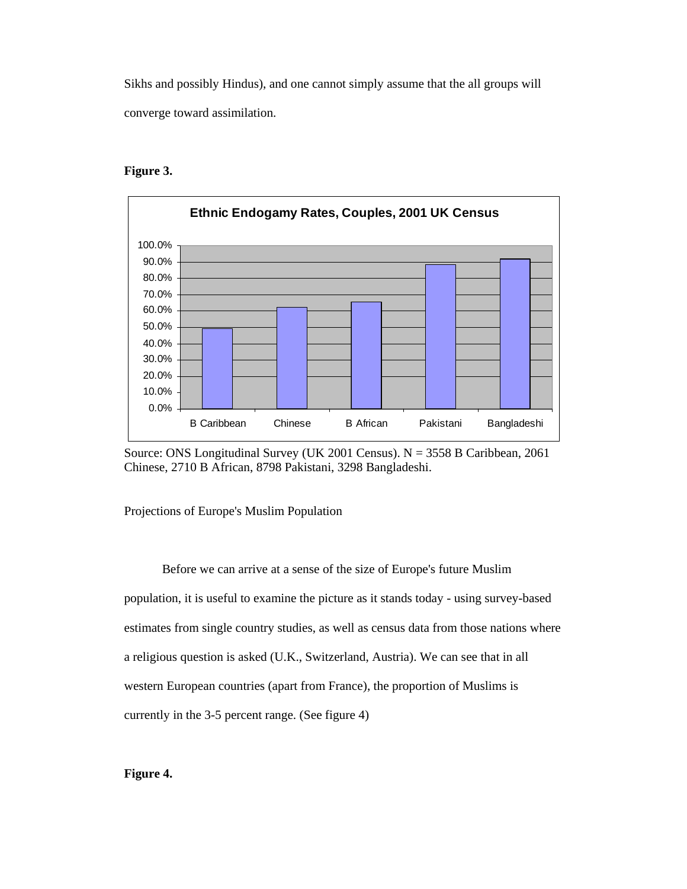Sikhs and possibly Hindus), and one cannot simply assume that the all groups will converge toward assimilation.

**Figure 3.**

**Ethnic Endogamy Rates, Couples, 2001 UK Census**

Source: ONS Longitudinal Survey (UK 2001 Census). N = 3558 B Caribbean, 2061 Chinese, 2710 B African, 8798 Pakistani, 3298 Bangladeshi.

Projections of Europe's Muslim Population

Before we can arrive at a sense of the size of Europe's future Muslim population, it is useful to examine the picture as it stands today - using survey-based estimates from single country studies, as well as census data from those nations where a religious question is asked (U.K., Switzerland, Austria). We can see that in all western European countries (apart from France), the proportion of Muslims is currently in the 3-5 percent range. (See figure 4)

**Figure 4.**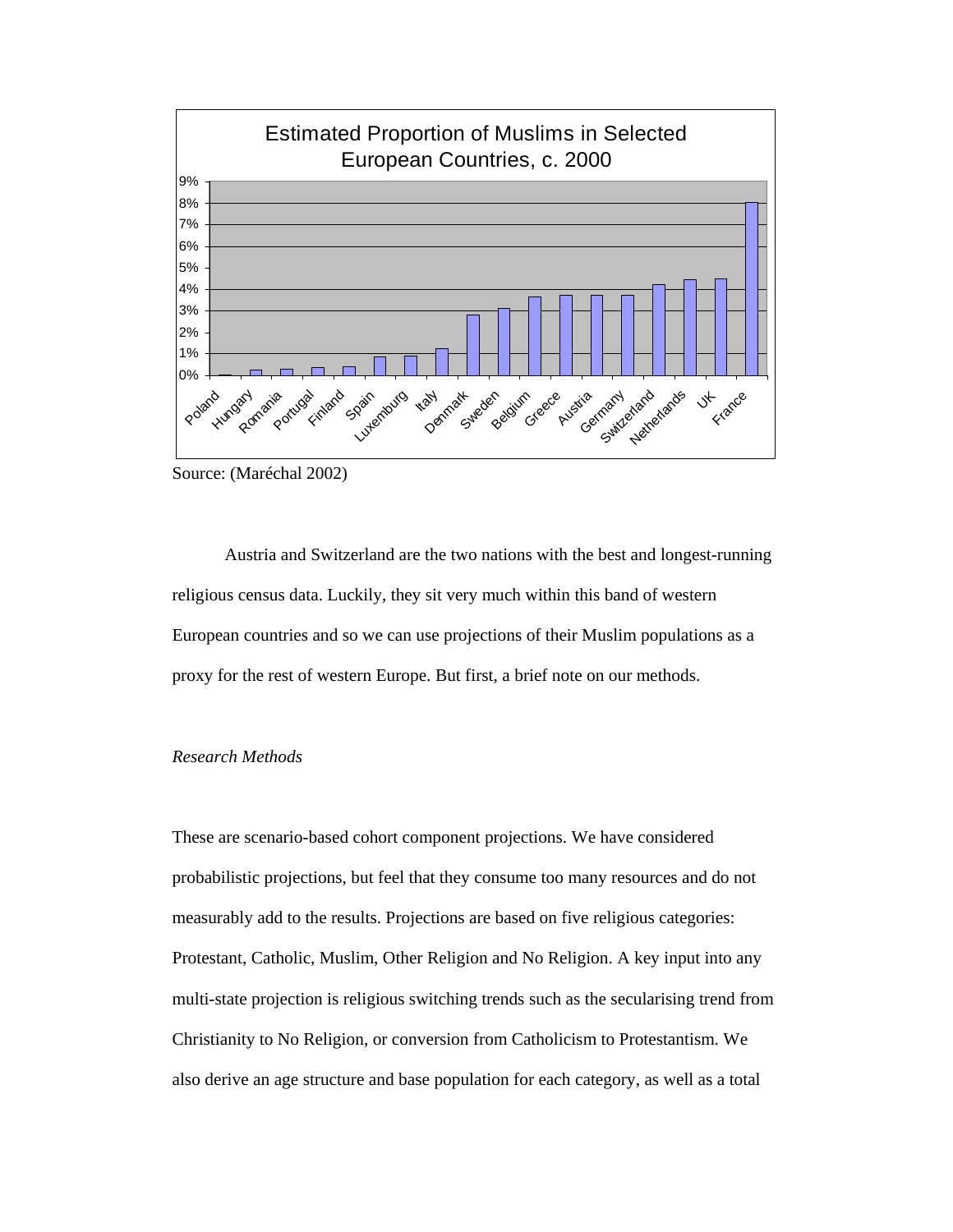Estimated Proportion of Muslims in Selected European Countries, c. 2000

Source: (Maréchal 2002)

Austria and Switzerland are the two nations with the best and longest-running religious census data. Luckily, they sit very much within this band of western European countries and so we can use projections of their Muslim populations as a proxy for the rest of western Europe. But first, a brief note on our methods.

*Research Methods*

These are scenario-based cohort component projections. We have considered probabilistic projections, but feel that they consume too many resources and do not measurably add to the results. Projections are based on five religious categories: Protestant, Catholic, Muslim, Other Religion and No Religion. A key input into any multi-state projection is religious switching trends such as the secularising trend from Christianity to No Religion, or conversion from Catholicism to Protestantism. We also derive an age structure and base population for each category, as well as a total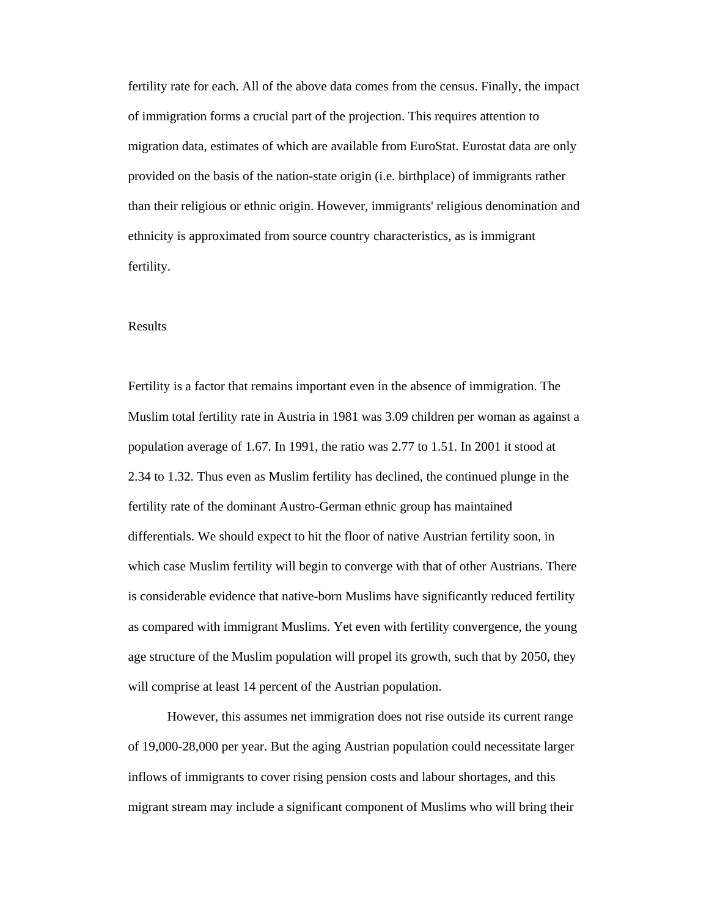fertility rate for each. All of the above data comes from the census. Finally, the impact of immigration forms a crucial part of the projection. This requires attention to migration data, estimates of which are available from EuroStat. Eurostat data are only provided on the basis of the nation-state origin (i.e. birthplace) of immigrants rather than their religious or ethnic origin. However, immigrants' religious denomination and ethnicity is approximated from source country characteristics, as is immigrant fertility.

## Results

Fertility is a factor that remains important even in the absence of immigration. The Muslim total fertility rate in Austria in 1981 was 3.09 children per woman as against a population average of 1.67. In 1991, the ratio was 2.77 to 1.51. In 2001 it stood at 2.34 to 1.32. Thus even as Muslim fertility has declined, the continued plunge in the fertility rate of the dominant Austro-German ethnic group has maintained differentials. We should expect to hit the floor of native Austrian fertility soon, in which case Muslim fertility will begin to converge with that of other Austrians. There is considerable evidence that native-born Muslims have significantly reduced fertility as compared with immigrant Muslims. Yet even with fertility convergence, the young age structure of the Muslim population will propel its growth, such that by 2050, they will comprise at least 14 percent of the Austrian population.

However, this assumes net immigration does not rise outside its current range of 19,000-28,000 per year. But the aging Austrian population could necessitate larger inflows of immigrants to cover rising pension costs and labour shortages, and this migrant stream may include a significant component of Muslims who will bring their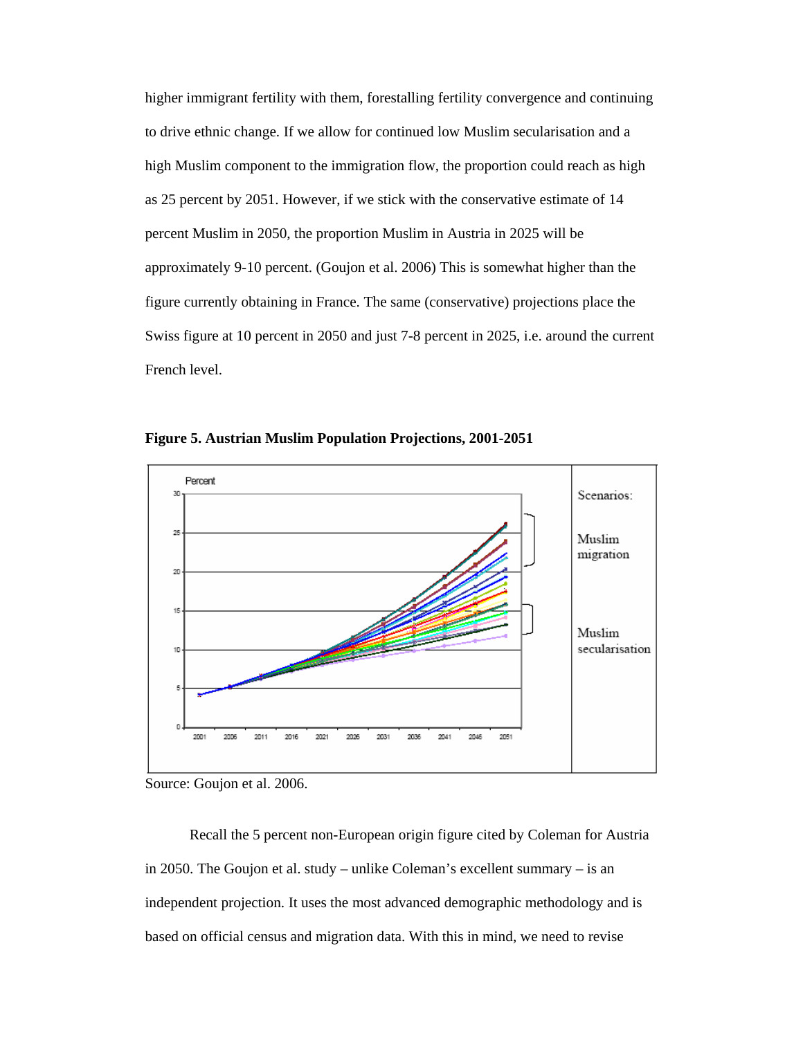higher immigrant fertility with them, forestalling fertility convergence and continuing to drive ethnic change. If we allow for continued low Muslim secularisation and a high Muslim component to the immigration flow, the proportion could reach as high as 25 percent by 2051. However, if we stick with the conservative estimate of 14 percent Muslim in 2050, the proportion Muslim in Austria in 2025 will be approximately 9-10 percent. (Goujon et al. 2006) This is somewhat higher than the figure currently obtaining in France. The same (conservative) projections place the Swiss figure at 10 percent in 2050 and just 7-8 percent in 2025, i.e. around the current French level.

**Figure 5. Austrian Muslim Population Projections, 2001-2051**

Source: Goujon et al. 2006.

Recall the 5 percent non-European origin figure cited by Coleman for Austria in 2050. The Goujon et al. study – unlike Coleman's excellent summary – is an independent projection. It uses the most advanced demographic methodology and is based on official census and migration data. With this in mind, we need to revise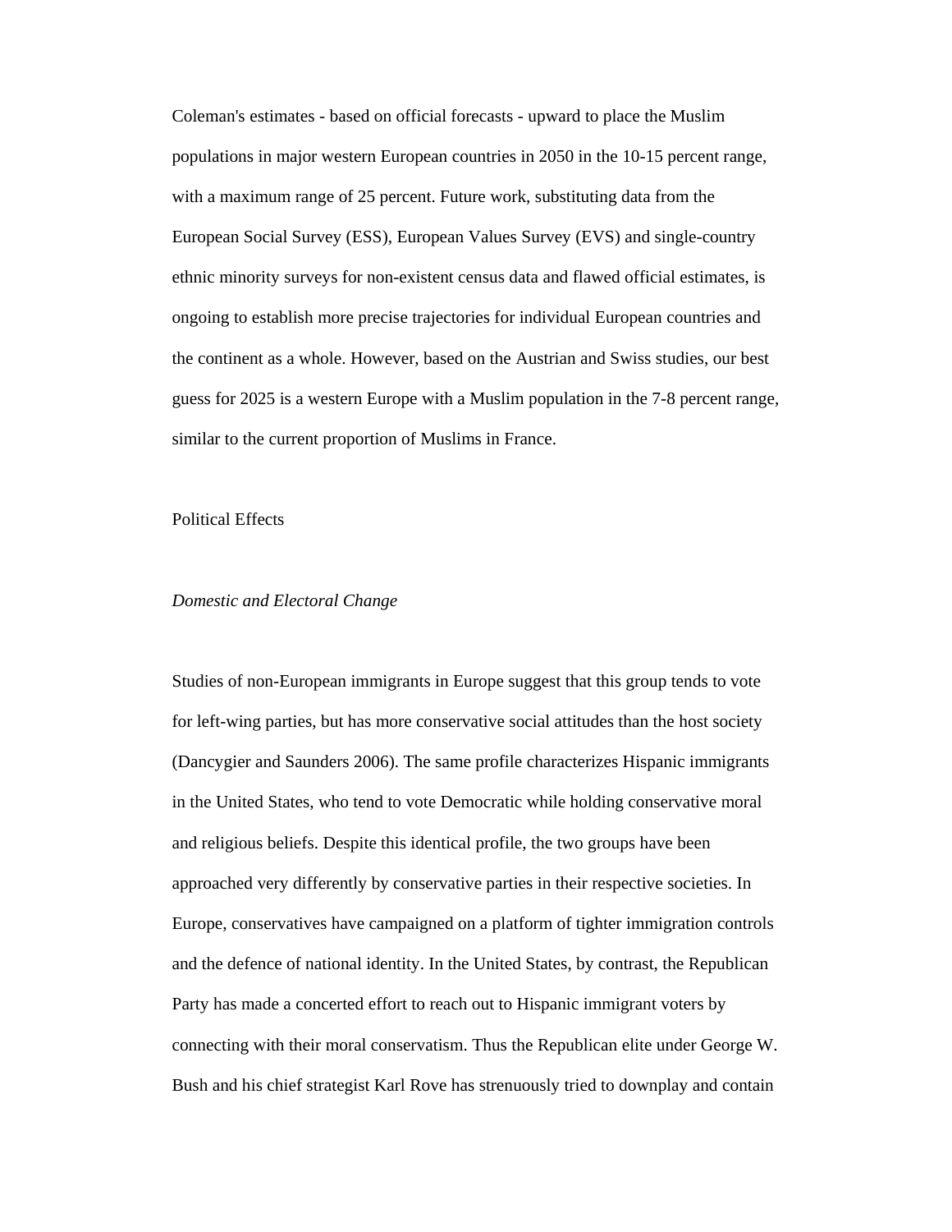Coleman's estimates - based on official forecasts - upward to place the Muslim populations in major western European countries in 2050 in the 10-15 percent range, with a maximum range of 25 percent. Future work, substituting data from the European Social Survey (ESS), European Values Survey (EVS) and single-country ethnic minority surveys for non-existent census data and flawed official estimates, is ongoing to establish more precise trajectories for individual European countries and the continent as a whole. However, based on the Austrian and Swiss studies, our best guess for 2025 is a western Europe with a Muslim population in the 7-8 percent range, similar to the current proportion of Muslims in France.

## Political Effects

### *Domestic and Electoral Change*

Studies of non-European immigrants in Europe suggest that this group tends to vote for left-wing parties, but has more conservative social attitudes than the host society (Dancygier and Saunders 2006). The same profile characterizes Hispanic immigrants in the United States, who tend to vote Democratic while holding conservative moral and religious beliefs. Despite this identical profile, the two groups have been approached very differently by conservative parties in their respective societies. In Europe, conservatives have campaigned on a platform of tighter immigration controls and the defence of national identity. In the United States, by contrast, the Republican Party has made a concerted effort to reach out to Hispanic immigrant voters by connecting with their moral conservatism. Thus the Republican elite under George W. Bush and his chief strategist Karl Rove has strenuously tried to downplay and contain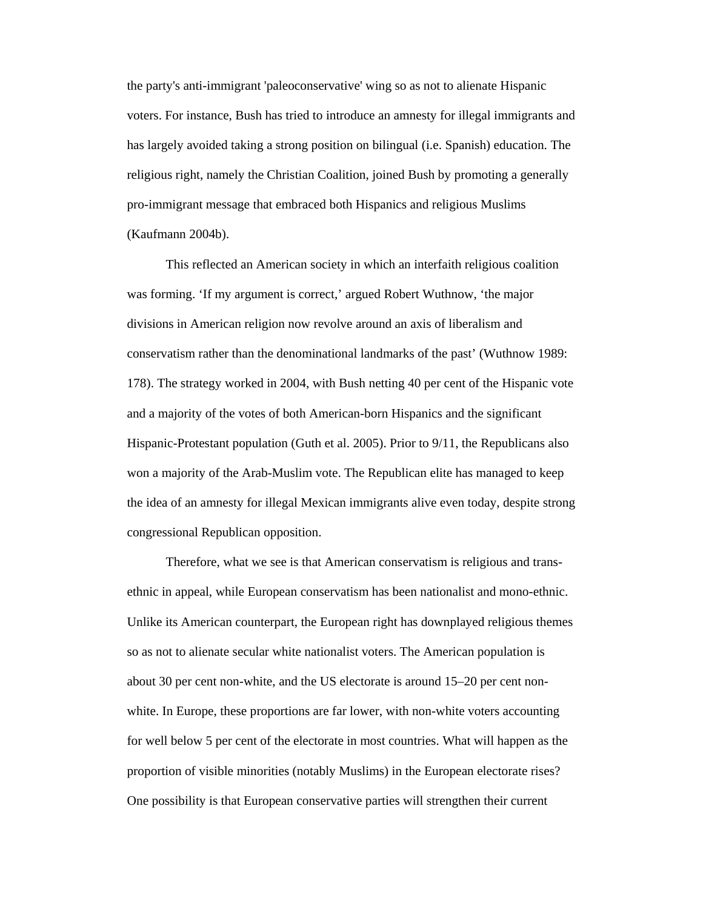the party's anti-immigrant 'paleoconservative' wing so as not to alienate Hispanic voters. For instance, Bush has tried to introduce an amnesty for illegal immigrants and has largely avoided taking a strong position on bilingual (i.e. Spanish) education. The religious right, namely the Christian Coalition, joined Bush by promoting a generally pro-immigrant message that embraced both Hispanics and religious Muslims (Kaufmann 2004b).

This reflected an American society in which an interfaith religious coalition was forming. 'If my argument is correct,' argued Robert Wuthnow, 'the major divisions in American religion now revolve around an axis of liberalism and conservatism rather than the denominational landmarks of the past' (Wuthnow 1989: 178). The strategy worked in 2004, with Bush netting 40 per cent of the Hispanic vote and a majority of the votes of both American-born Hispanics and the significant Hispanic-Protestant population (Guth et al. 2005). Prior to 9/11, the Republicans also won a majority of the Arab-Muslim vote. The Republican elite has managed to keep the idea of an amnesty for illegal Mexican immigrants alive even today, despite strong congressional Republican opposition.

Therefore, what we see is that American conservatism is religious and trans-ethnic in appeal, while European conservatism has been nationalist and mono-ethnic. Unlike its American counterpart, the European right has downplayed religious themes so as not to alienate secular white nationalist voters. The American population is about 30 per cent non-white, and the US electorate is around 15–20 per cent non-white. In Europe, these proportions are far lower, with non-white voters accounting for well below 5 per cent of the electorate in most countries. What will happen as the proportion of visible minorities (notably Muslims) in the European electorate rises? One possibility is that European conservative parties will strengthen their current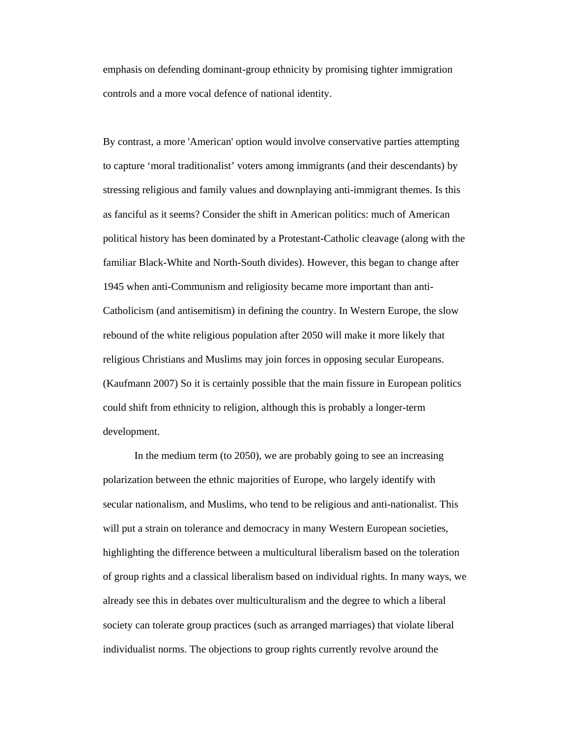emphasis on defending dominant-group ethnicity by promising tighter immigration controls and a more vocal defence of national identity.

By contrast, a more 'American' option would involve conservative parties attempting to capture 'moral traditionalist' voters among immigrants (and their descendants) by stressing religious and family values and downplaying anti-immigrant themes. Is this as fanciful as it seems? Consider the shift in American politics: much of American political history has been dominated by a Protestant-Catholic cleavage (along with the familiar Black-White and North-South divides). However, this began to change after 1945 when anti-Communism and religiosity became more important than anti-Catholicism (and antisemitism) in defining the country. In Western Europe, the slow rebound of the white religious population after 2050 will make it more likely that religious Christians and Muslims may join forces in opposing secular Europeans. (Kaufmann 2007) So it is certainly possible that the main fissure in European politics could shift from ethnicity to religion, although this is probably a longer-term development.

In the medium term (to 2050), we are probably going to see an increasing polarization between the ethnic majorities of Europe, who largely identify with secular nationalism, and Muslims, who tend to be religious and anti-nationalist. This will put a strain on tolerance and democracy in many Western European societies, highlighting the difference between a multicultural liberalism based on the toleration of group rights and a classical liberalism based on individual rights. In many ways, we already see this in debates over multiculturalism and the degree to which a liberal society can tolerate group practices (such as arranged marriages) that violate liberal individualist norms. The objections to group rights currently revolve around the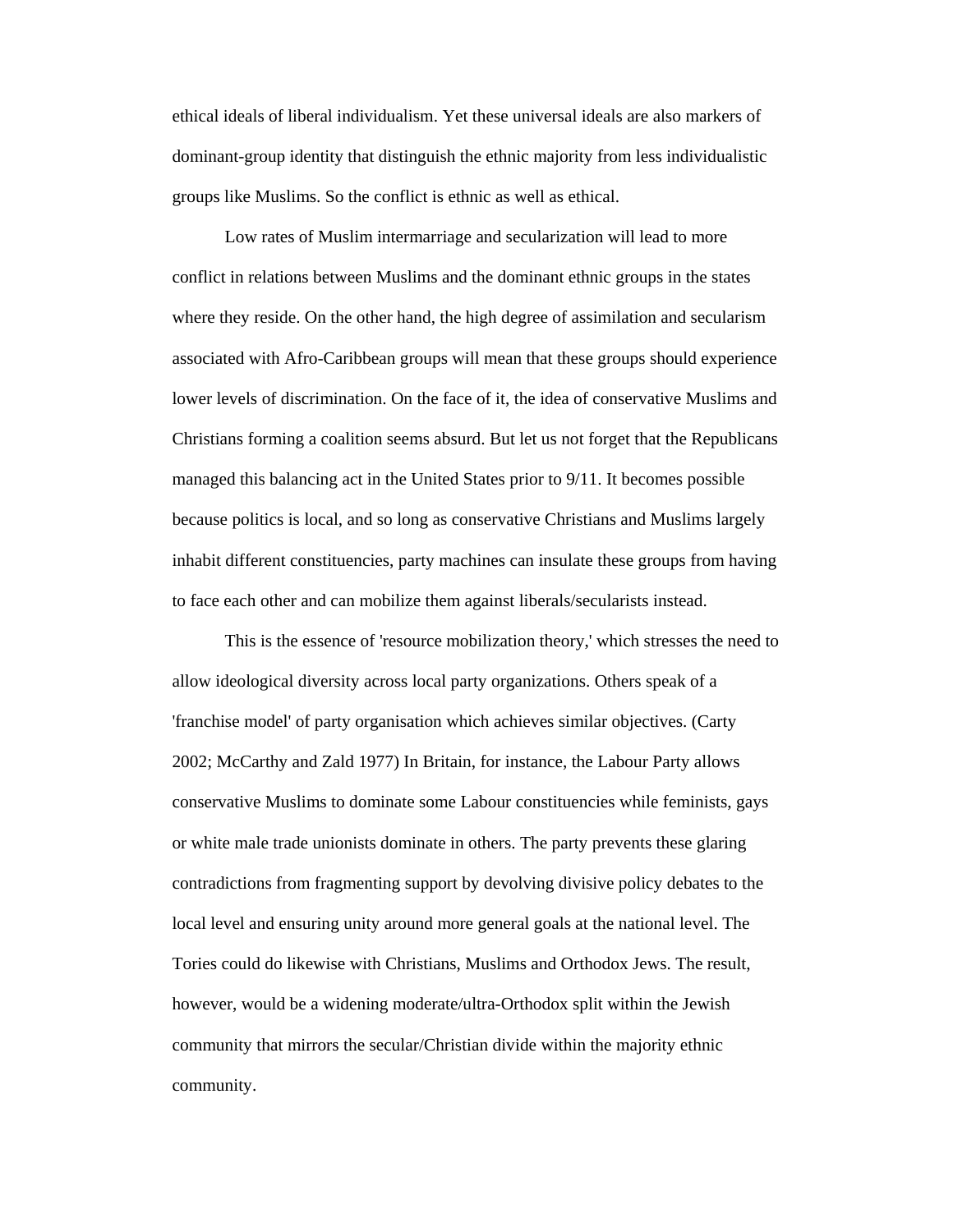ethical ideals of liberal individualism. Yet these universal ideals are also markers of dominant-group identity that distinguish the ethnic majority from less individualistic groups like Muslims. So the conflict is ethnic as well as ethical.

Low rates of Muslim intermarriage and secularization will lead to more conflict in relations between Muslims and the dominant ethnic groups in the states where they reside. On the other hand, the high degree of assimilation and secularism associated with Afro-Caribbean groups will mean that these groups should experience lower levels of discrimination. On the face of it, the idea of conservative Muslims and Christians forming a coalition seems absurd. But let us not forget that the Republicans managed this balancing act in the United States prior to 9/11. It becomes possible because politics is local, and so long as conservative Christians and Muslims largely inhabit different constituencies, party machines can insulate these groups from having to face each other and can mobilize them against liberals/secularists instead.

This is the essence of 'resource mobilization theory,' which stresses the need to allow ideological diversity across local party organizations. Others speak of a 'franchise model' of party organisation which achieves similar objectives. (Carty 2002; McCarthy and Zald 1977) In Britain, for instance, the Labour Party allows conservative Muslims to dominate some Labour constituencies while feminists, gays or white male trade unionists dominate in others. The party prevents these glaring contradictions from fragmenting support by devolving divisive policy debates to the local level and ensuring unity around more general goals at the national level. The Tories could do likewise with Christians, Muslims and Orthodox Jews. The result, however, would be a widening moderate/ultra-Orthodox split within the Jewish community that mirrors the secular/Christian divide within the majority ethnic community.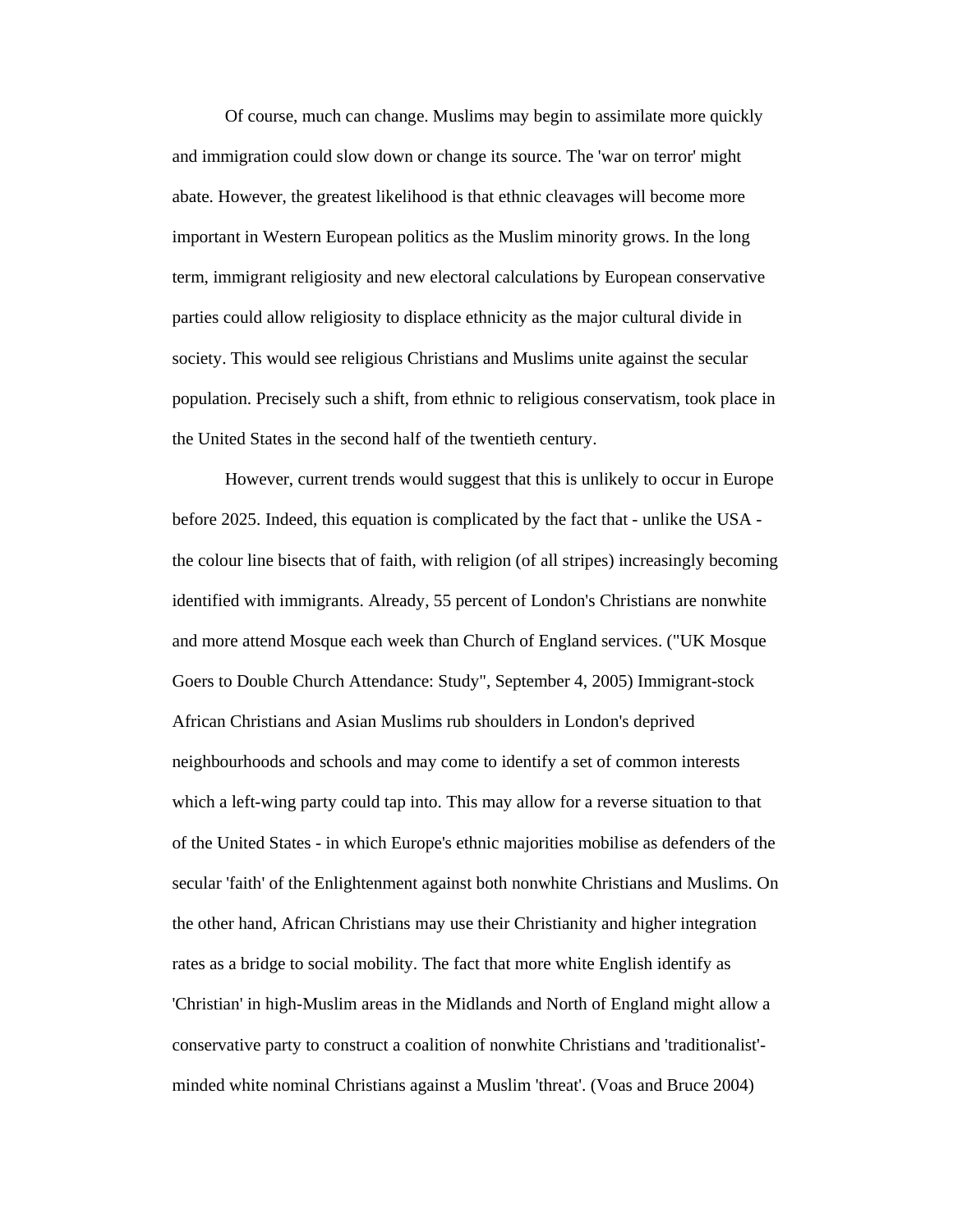Of course, much can change. Muslims may begin to assimilate more quickly and immigration could slow down or change its source. The 'war on terror' might abate. However, the greatest likelihood is that ethnic cleavages will become more important in Western European politics as the Muslim minority grows. In the long term, immigrant religiosity and new electoral calculations by European conservative parties could allow religiosity to displace ethnicity as the major cultural divide in society. This would see religious Christians and Muslims unite against the secular population. Precisely such a shift, from ethnic to religious conservatism, took place in the United States in the second half of the twentieth century.

However, current trends would suggest that this is unlikely to occur in Europe before 2025. Indeed, this equation is complicated by the fact that - unlike the USA - the colour line bisects that of faith, with religion (of all stripes) increasingly becoming identified with immigrants. Already, 55 percent of London's Christians are nonwhite and more attend Mosque each week than Church of England services. ("UK Mosque Goers to Double Church Attendance: Study", September 4, 2005) Immigrant-stock African Christians and Asian Muslims rub shoulders in London's deprived neighbourhoods and schools and may come to identify a set of common interests which a left-wing party could tap into. This may allow for a reverse situation to that of the United States - in which Europe's ethnic majorities mobilise as defenders of the secular 'faith' of the Enlightenment against both nonwhite Christians and Muslims. On the other hand, African Christians may use their Christianity and higher integration rates as a bridge to social mobility. The fact that more white English identify as 'Christian' in high-Muslim areas in the Midlands and North of England might allow a conservative party to construct a coalition of nonwhite Christians and 'traditionalist'-minded white nominal Christians against a Muslim 'threat'. (Voas and Bruce 2004)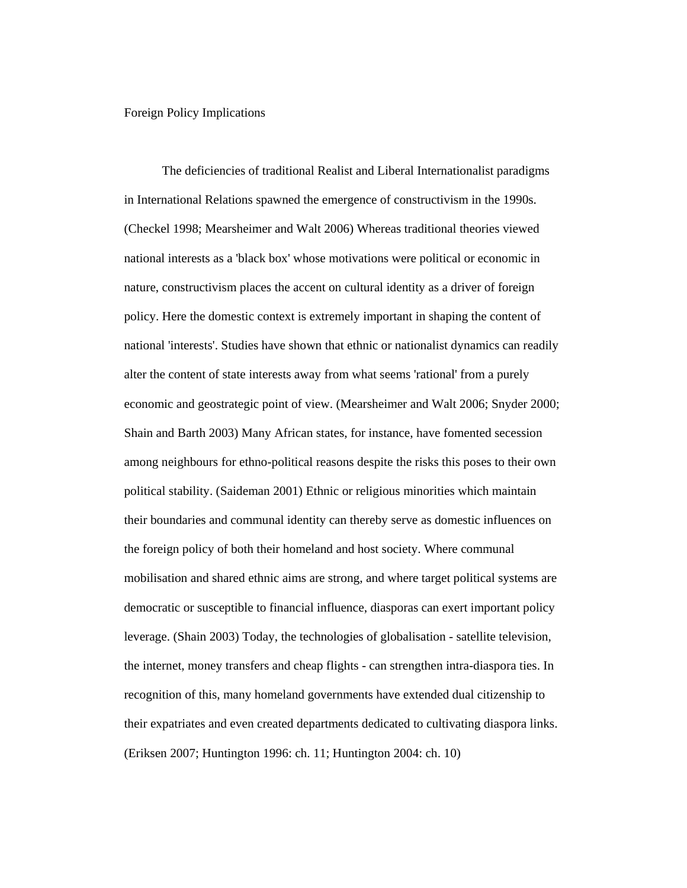## Foreign Policy Implications

The deficiencies of traditional Realist and Liberal Internationalist paradigms in International Relations spawned the emergence of constructivism in the 1990s. (Checkel 1998; Mearsheimer and Walt 2006) Whereas traditional theories viewed national interests as a 'black box' whose motivations were political or economic in nature, constructivism places the accent on cultural identity as a driver of foreign policy. Here the domestic context is extremely important in shaping the content of national 'interests'. Studies have shown that ethnic or nationalist dynamics can readily alter the content of state interests away from what seems 'rational' from a purely economic and geostrategic point of view. (Mearsheimer and Walt 2006; Snyder 2000; Shain and Barth 2003) Many African states, for instance, have fomented secession among neighbours for ethno-political reasons despite the risks this poses to their own political stability. (Saideman 2001) Ethnic or religious minorities which maintain their boundaries and communal identity can thereby serve as domestic influences on the foreign policy of both their homeland and host society. Where communal mobilisation and shared ethnic aims are strong, and where target political systems are democratic or susceptible to financial influence, diasporas can exert important policy leverage. (Shain 2003) Today, the technologies of globalisation - satellite television, the internet, money transfers and cheap flights - can strengthen intra-diaspora ties. In recognition of this, many homeland governments have extended dual citizenship to their expatriates and even created departments dedicated to cultivating diaspora links. (Eriksen 2007; Huntington 1996: ch. 11; Huntington 2004: ch. 10)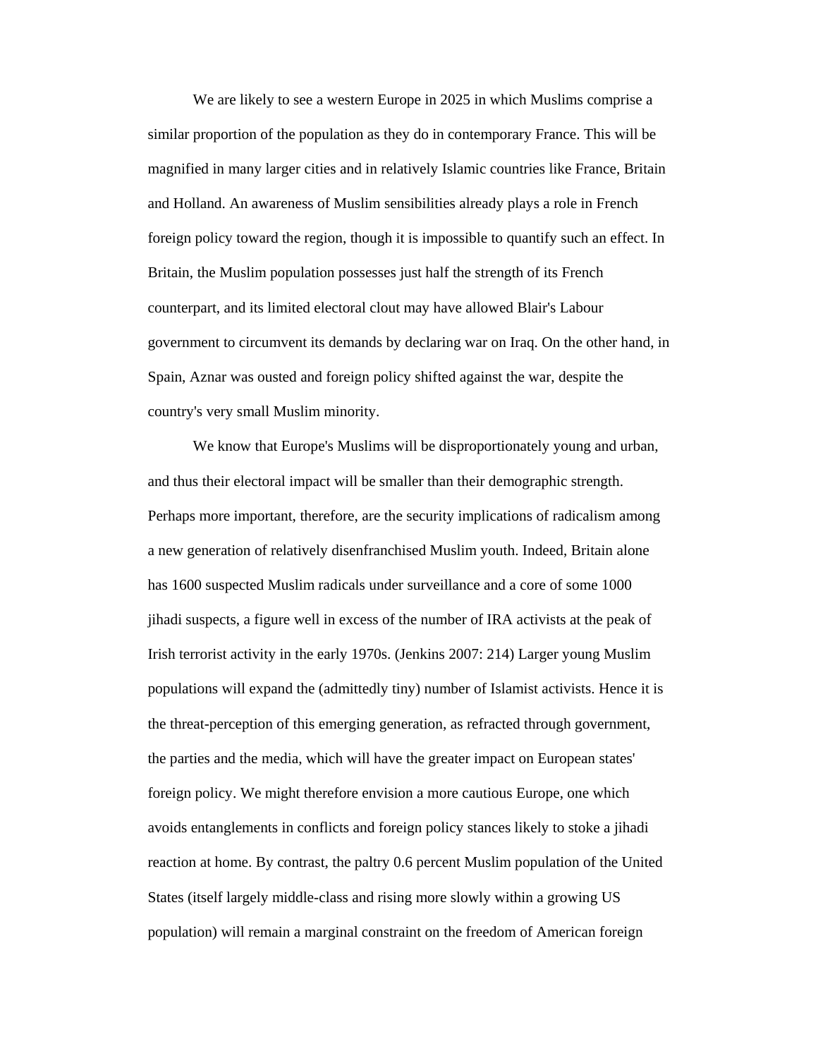We are likely to see a western Europe in 2025 in which Muslims comprise a similar proportion of the population as they do in contemporary France. This will be magnified in many larger cities and in relatively Islamic countries like France, Britain and Holland. An awareness of Muslim sensibilities already plays a role in French foreign policy toward the region, though it is impossible to quantify such an effect. In Britain, the Muslim population possesses just half the strength of its French counterpart, and its limited electoral clout may have allowed Blair's Labour government to circumvent its demands by declaring war on Iraq. On the other hand, in Spain, Aznar was ousted and foreign policy shifted against the war, despite the country's very small Muslim minority.

We know that Europe's Muslims will be disproportionately young and urban, and thus their electoral impact will be smaller than their demographic strength. Perhaps more important, therefore, are the security implications of radicalism among a new generation of relatively disenfranchised Muslim youth. Indeed, Britain alone has 1600 suspected Muslim radicals under surveillance and a core of some 1000 jihadi suspects, a figure well in excess of the number of IRA activists at the peak of Irish terrorist activity in the early 1970s. (Jenkins 2007: 214) Larger young Muslim populations will expand the (admittedly tiny) number of Islamist activists. Hence it is the threat-perception of this emerging generation, as refracted through government, the parties and the media, which will have the greater impact on European states' foreign policy. We might therefore envision a more cautious Europe, one which avoids entanglements in conflicts and foreign policy stances likely to stoke a jihadi reaction at home. By contrast, the paltry 0.6 percent Muslim population of the United States (itself largely middle-class and rising more slowly within a growing US population) will remain a marginal constraint on the freedom of American foreign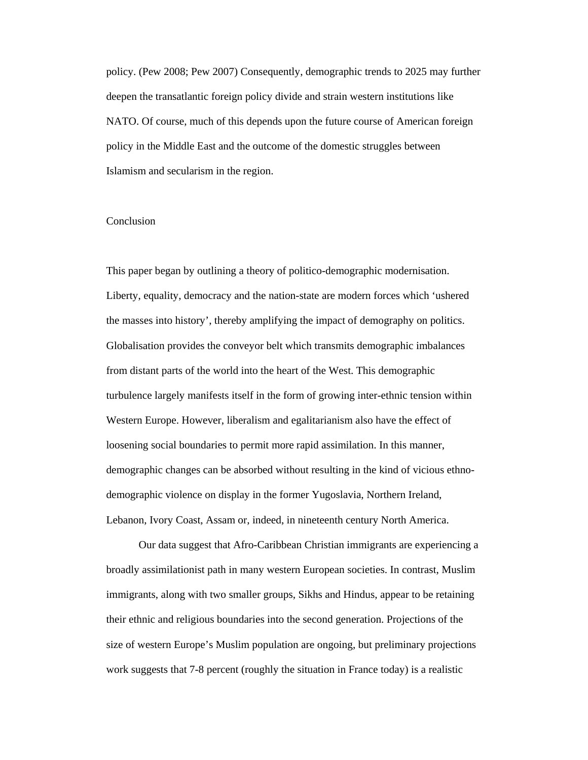policy. (Pew 2008; Pew 2007) Consequently, demographic trends to 2025 may further deepen the transatlantic foreign policy divide and strain western institutions like NATO. Of course, much of this depends upon the future course of American foreign policy in the Middle East and the outcome of the domestic struggles between Islamism and secularism in the region.

## Conclusion

This paper began by outlining a theory of politico-demographic modernisation. Liberty, equality, democracy and the nation-state are modern forces which 'ushered the masses into history', thereby amplifying the impact of demography on politics. Globalisation provides the conveyor belt which transmits demographic imbalances from distant parts of the world into the heart of the West. This demographic turbulence largely manifests itself in the form of growing inter-ethnic tension within Western Europe. However, liberalism and egalitarianism also have the effect of loosening social boundaries to permit more rapid assimilation. In this manner, demographic changes can be absorbed without resulting in the kind of vicious ethno-demographic violence on display in the former Yugoslavia, Northern Ireland, Lebanon, Ivory Coast, Assam or, indeed, in nineteenth century North America.

Our data suggest that Afro-Caribbean Christian immigrants are experiencing a broadly assimilationist path in many western European societies. In contrast, Muslim immigrants, along with two smaller groups, Sikhs and Hindus, appear to be retaining their ethnic and religious boundaries into the second generation. Projections of the size of western Europe's Muslim population are ongoing, but preliminary projections work suggests that 7-8 percent (roughly the situation in France today) is a realistic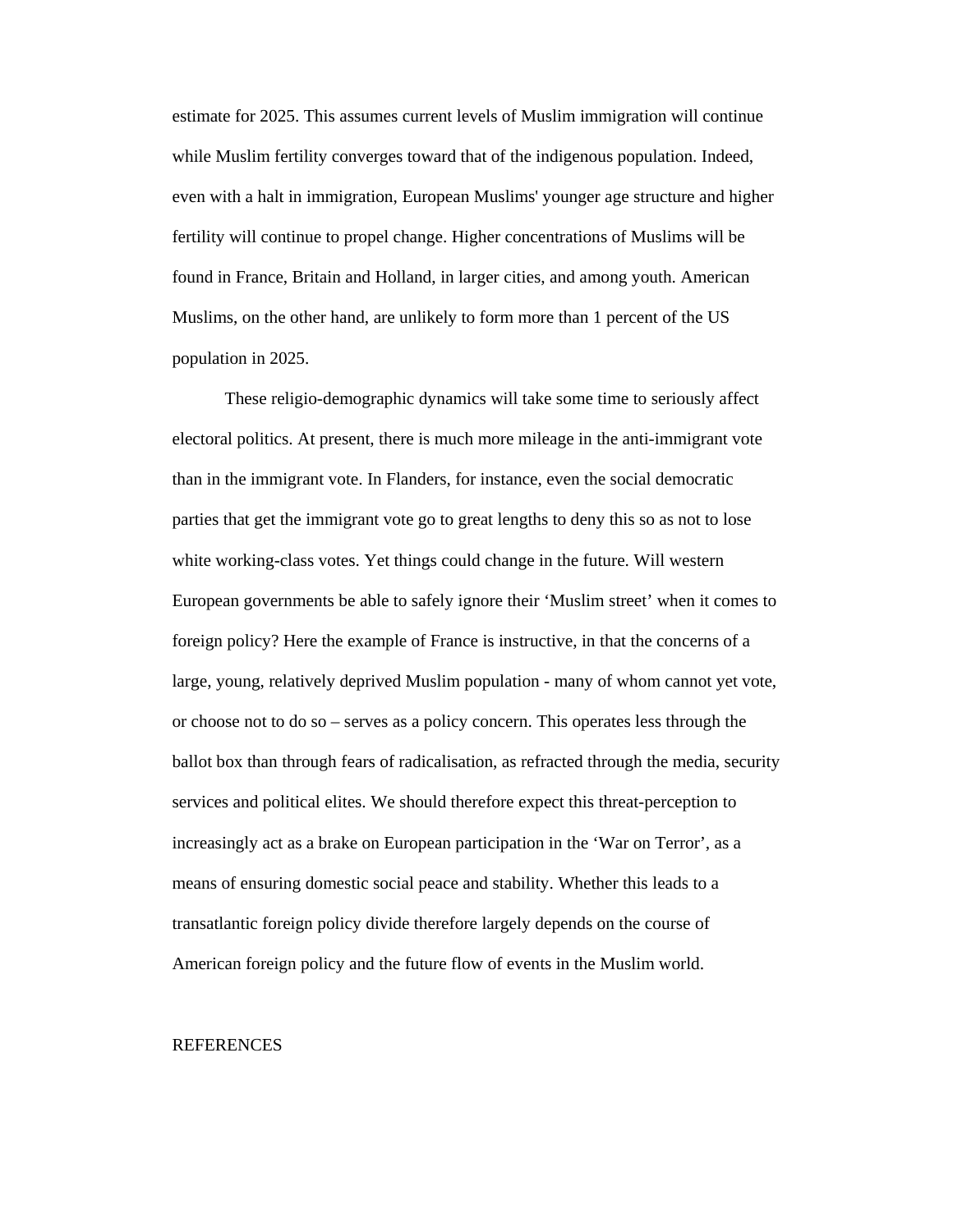estimate for 2025. This assumes current levels of Muslim immigration will continue while Muslim fertility converges toward that of the indigenous population. Indeed, even with a halt in immigration, European Muslims' younger age structure and higher fertility will continue to propel change. Higher concentrations of Muslims will be found in France, Britain and Holland, in larger cities, and among youth. American Muslims, on the other hand, are unlikely to form more than 1 percent of the US population in 2025.

These religio-demographic dynamics will take some time to seriously affect electoral politics. At present, there is much more mileage in the anti-immigrant vote than in the immigrant vote. In Flanders, for instance, even the social democratic parties that get the immigrant vote go to great lengths to deny this so as not to lose white working-class votes. Yet things could change in the future. Will western European governments be able to safely ignore their 'Muslim street' when it comes to foreign policy? Here the example of France is instructive, in that the concerns of a large, young, relatively deprived Muslim population - many of whom cannot yet vote, or choose not to do so – serves as a policy concern. This operates less through the ballot box than through fears of radicalisation, as refracted through the media, security services and political elites. We should therefore expect this threat-perception to increasingly act as a brake on European participation in the 'War on Terror', as a means of ensuring domestic social peace and stability. Whether this leads to a transatlantic foreign policy divide therefore largely depends on the course of American foreign policy and the future flow of events in the Muslim world.

## REFERENCES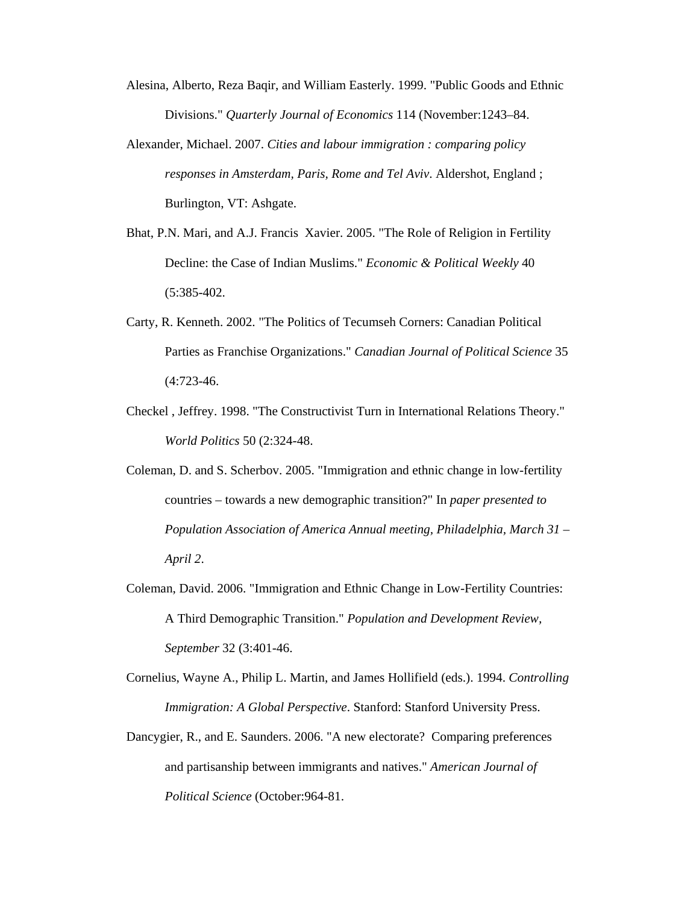Alesina, Alberto, Reza Baqir, and William Easterly. 1999. "Public Goods and Ethnic Divisions." *Quarterly Journal of Economics* 114 (November:1243–84.

Alexander, Michael. 2007. *Cities and labour immigration : comparing policy responses in Amsterdam, Paris, Rome and Tel Aviv*. Aldershot, England ; Burlington, VT: Ashgate.

Bhat, P.N. Mari, and A.J. Francis  Xavier. 2005. "The Role of Religion in Fertility Decline: the Case of Indian Muslims." *Economic & Political Weekly* 40 (5:385-402.

Carty, R. Kenneth. 2002. "The Politics of Tecumseh Corners: Canadian Political Parties as Franchise Organizations." *Canadian Journal of Political Science* 35 (4:723-46.

Checkel , Jeffrey. 1998. "The Constructivist Turn in International Relations Theory." *World Politics* 50 (2:324-48.

Coleman, D. and S. Scherbov. 2005. "Immigration and ethnic change in low-fertility countries – towards a new demographic transition?" In *paper presented to Population Association of America Annual meeting, Philadelphia, March 31 – April 2*.

Coleman, David. 2006. "Immigration and Ethnic Change in Low-Fertility Countries: A Third Demographic Transition." *Population and Development Review, September* 32 (3:401-46.

Cornelius, Wayne A., Philip L. Martin, and James Hollifield (eds.). 1994. *Controlling Immigration: A Global Perspective*. Stanford: Stanford University Press.

Dancygier, R., and E. Saunders. 2006. "A new electorate?  Comparing preferences and partisanship between immigrants and natives." *American Journal of Political Science* (October:964-81.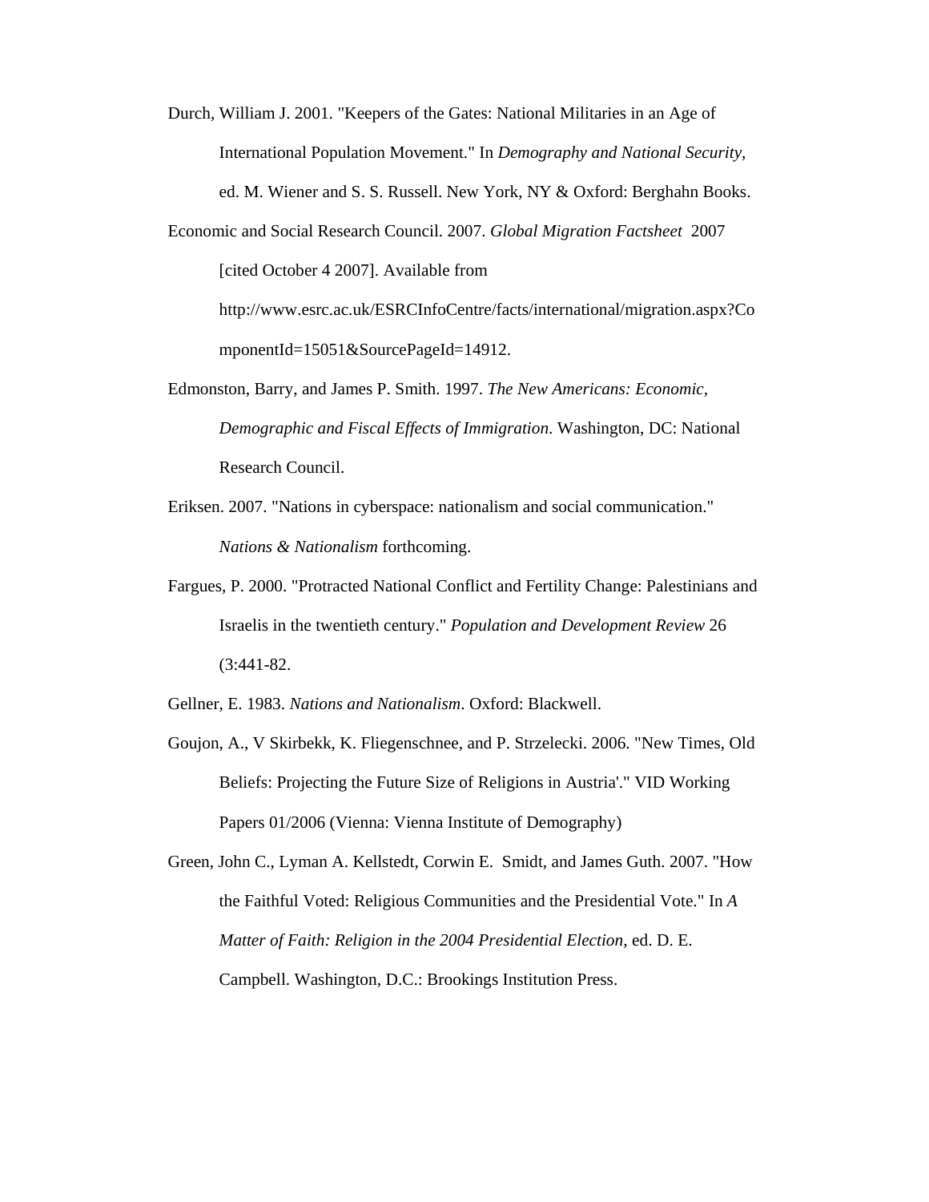Durch, William J. 2001. "Keepers of the Gates: National Militaries in an Age of International Population Movement." In *Demography and National Security*, ed. M. Wiener and S. S. Russell. New York, NY & Oxford: Berghahn Books.

Economic and Social Research Council. 2007. *Global Migration Factsheet* 2007 [cited October 4 2007]. Available from http://www.esrc.ac.uk/ESRCInfoCentre/facts/international/migration.aspx?ComponentId=15051&SourcePageId=14912.

Edmonston, Barry, and James P. Smith. 1997. *The New Americans: Economic, Demographic and Fiscal Effects of Immigration*. Washington, DC: National Research Council.

Eriksen. 2007. "Nations in cyberspace: nationalism and social communication." *Nations & Nationalism* forthcoming.

Fargues, P. 2000. "Protracted National Conflict and Fertility Change: Palestinians and Israelis in the twentieth century." *Population and Development Review* 26 (3:441-82.

Gellner, E. 1983. *Nations and Nationalism*. Oxford: Blackwell.

Goujon, A., V Skirbekk, K. Fliegenschnee, and P. Strzelecki. 2006. "New Times, Old Beliefs: Projecting the Future Size of Religions in Austria'." VID Working Papers 01/2006 (Vienna: Vienna Institute of Demography)

Green, John C., Lyman A. Kellstedt, Corwin E. Smidt, and James Guth. 2007. "How the Faithful Voted: Religious Communities and the Presidential Vote." In *A Matter of Faith: Religion in the 2004 Presidential Election*, ed. D. E. Campbell. Washington, D.C.: Brookings Institution Press.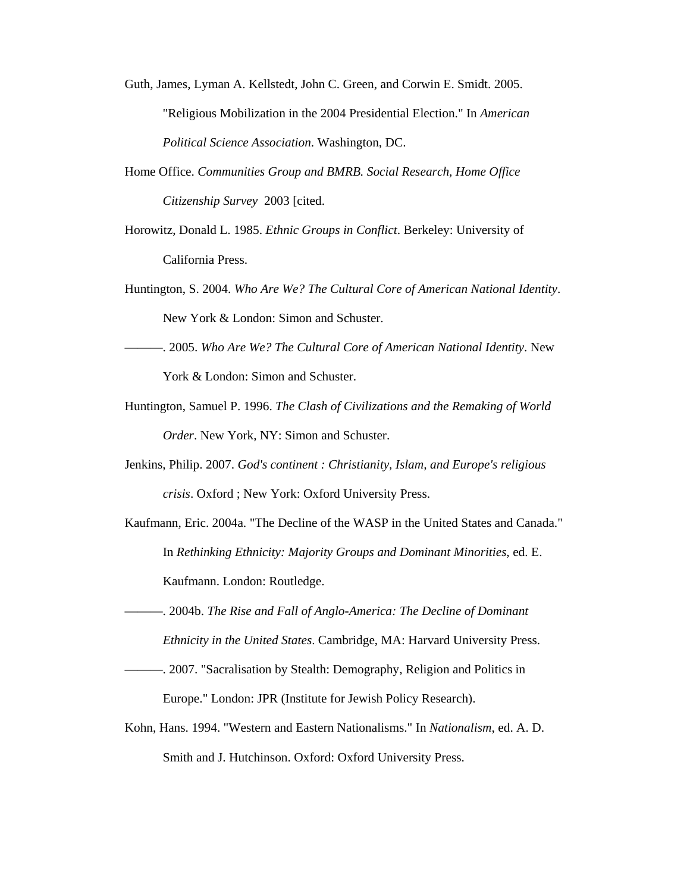Guth, James, Lyman A. Kellstedt, John C. Green, and Corwin E. Smidt. 2005. "Religious Mobilization in the 2004 Presidential Election." In *American Political Science Association*. Washington, DC.

Home Office. *Communities Group and BMRB. Social Research, Home Office Citizenship Survey* 2003 [cited.

Horowitz, Donald L. 1985. *Ethnic Groups in Conflict*. Berkeley: University of California Press.

Huntington, S. 2004. *Who Are We? The Cultural Core of American National Identity*. New York & London: Simon and Schuster.

———. 2005. *Who Are We? The Cultural Core of American National Identity*. New York & London: Simon and Schuster.

Huntington, Samuel P. 1996. *The Clash of Civilizations and the Remaking of World Order*. New York, NY: Simon and Schuster.

Jenkins, Philip. 2007. *God's continent : Christianity, Islam, and Europe's religious crisis*. Oxford ; New York: Oxford University Press.

Kaufmann, Eric. 2004a. "The Decline of the WASP in the United States and Canada." In *Rethinking Ethnicity: Majority Groups and Dominant Minorities*, ed. E. Kaufmann. London: Routledge.

———. 2004b. *The Rise and Fall of Anglo-America: The Decline of Dominant Ethnicity in the United States*. Cambridge, MA: Harvard University Press.

———. 2007. "Sacralisation by Stealth: Demography, Religion and Politics in Europe." London: JPR (Institute for Jewish Policy Research).

Kohn, Hans. 1994. "Western and Eastern Nationalisms." In *Nationalism*, ed. A. D. Smith and J. Hutchinson. Oxford: Oxford University Press.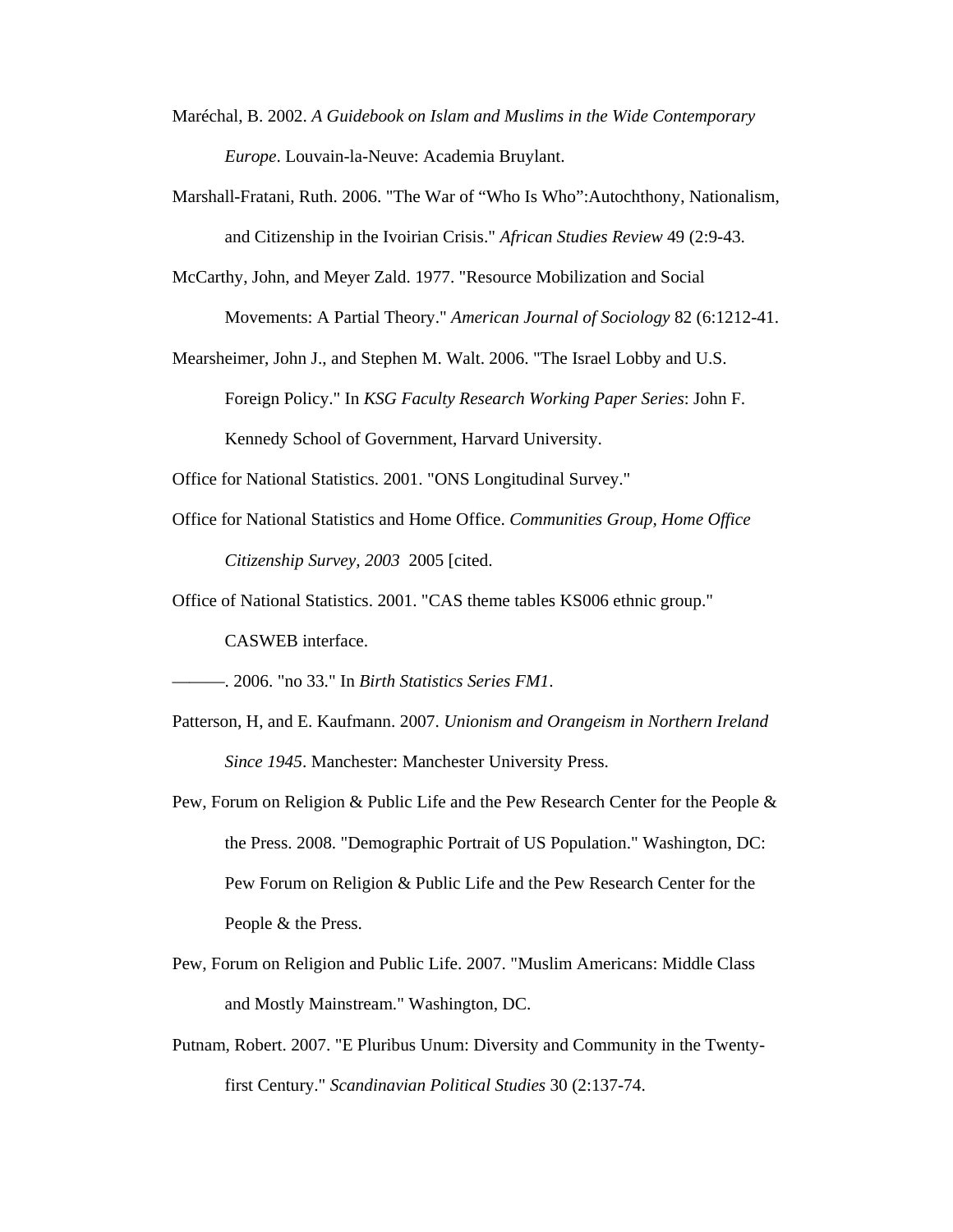Maréchal, B. 2002. *A Guidebook on Islam and Muslims in the Wide Contemporary Europe*. Louvain-la-Neuve: Academia Bruylant.

Marshall-Fratani, Ruth. 2006. "The War of "Who Is Who":Autochthony, Nationalism, and Citizenship in the Ivoirian Crisis." *African Studies Review* 49 (2:9-43.

McCarthy, John, and Meyer Zald. 1977. "Resource Mobilization and Social Movements: A Partial Theory." *American Journal of Sociology* 82 (6:1212-41.

Mearsheimer, John J., and Stephen M. Walt. 2006. "The Israel Lobby and U.S. Foreign Policy." In *KSG Faculty Research Working Paper Series*: John F. Kennedy School of Government, Harvard University.

Office for National Statistics. 2001. "ONS Longitudinal Survey."

Office for National Statistics and Home Office. *Communities Group, Home Office Citizenship Survey, 2003* 2005 [cited.

Office of National Statistics. 2001. "CAS theme tables KS006 ethnic group." CASWEB interface.

———. 2006. "no 33." In *Birth Statistics Series FM1*.

Patterson, H, and E. Kaufmann. 2007. *Unionism and Orangeism in Northern Ireland Since 1945*. Manchester: Manchester University Press.

Pew, Forum on Religion & Public Life and the Pew Research Center for the People & the Press. 2008. "Demographic Portrait of US Population." Washington, DC: Pew Forum on Religion & Public Life and the Pew Research Center for the People & the Press.

Pew, Forum on Religion and Public Life. 2007. "Muslim Americans: Middle Class and Mostly Mainstream." Washington, DC.

Putnam, Robert. 2007. "E Pluribus Unum: Diversity and Community in the Twenty-first Century." *Scandinavian Political Studies* 30 (2:137-74.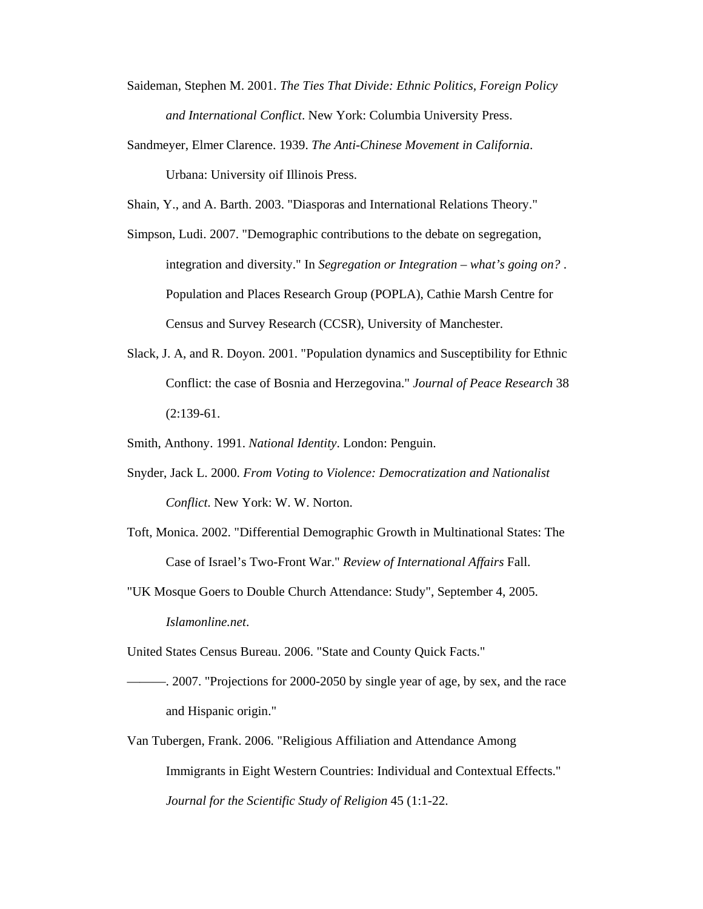Saideman, Stephen M. 2001. *The Ties That Divide: Ethnic Politics, Foreign Policy and International Conflict*. New York: Columbia University Press.

Sandmeyer, Elmer Clarence. 1939. *The Anti-Chinese Movement in California*. Urbana: University oif Illinois Press.

Shain, Y., and A. Barth. 2003. "Diasporas and International Relations Theory."

Simpson, Ludi. 2007. "Demographic contributions to the debate on segregation, integration and diversity." In *Segregation or Integration – what's going on?* . Population and Places Research Group (POPLA), Cathie Marsh Centre for Census and Survey Research (CCSR), University of Manchester.

Slack, J. A, and R. Doyon. 2001. "Population dynamics and Susceptibility for Ethnic Conflict: the case of Bosnia and Herzegovina." *Journal of Peace Research* 38 (2:139-61.

Smith, Anthony. 1991. *National Identity*. London: Penguin.

Snyder, Jack L. 2000. *From Voting to Violence: Democratization and Nationalist Conflict*. New York: W. W. Norton.

Toft, Monica. 2002. "Differential Demographic Growth in Multinational States: The Case of Israel's Two-Front War." *Review of International Affairs* Fall.

"UK Mosque Goers to Double Church Attendance: Study", September 4, 2005. *Islamonline.net*.

United States Census Bureau. 2006. "State and County Quick Facts."

———. 2007. "Projections for 2000-2050 by single year of age, by sex, and the race and Hispanic origin."

Van Tubergen, Frank. 2006. "Religious Affiliation and Attendance Among Immigrants in Eight Western Countries: Individual and Contextual Effects." *Journal for the Scientific Study of Religion* 45 (1:1-22.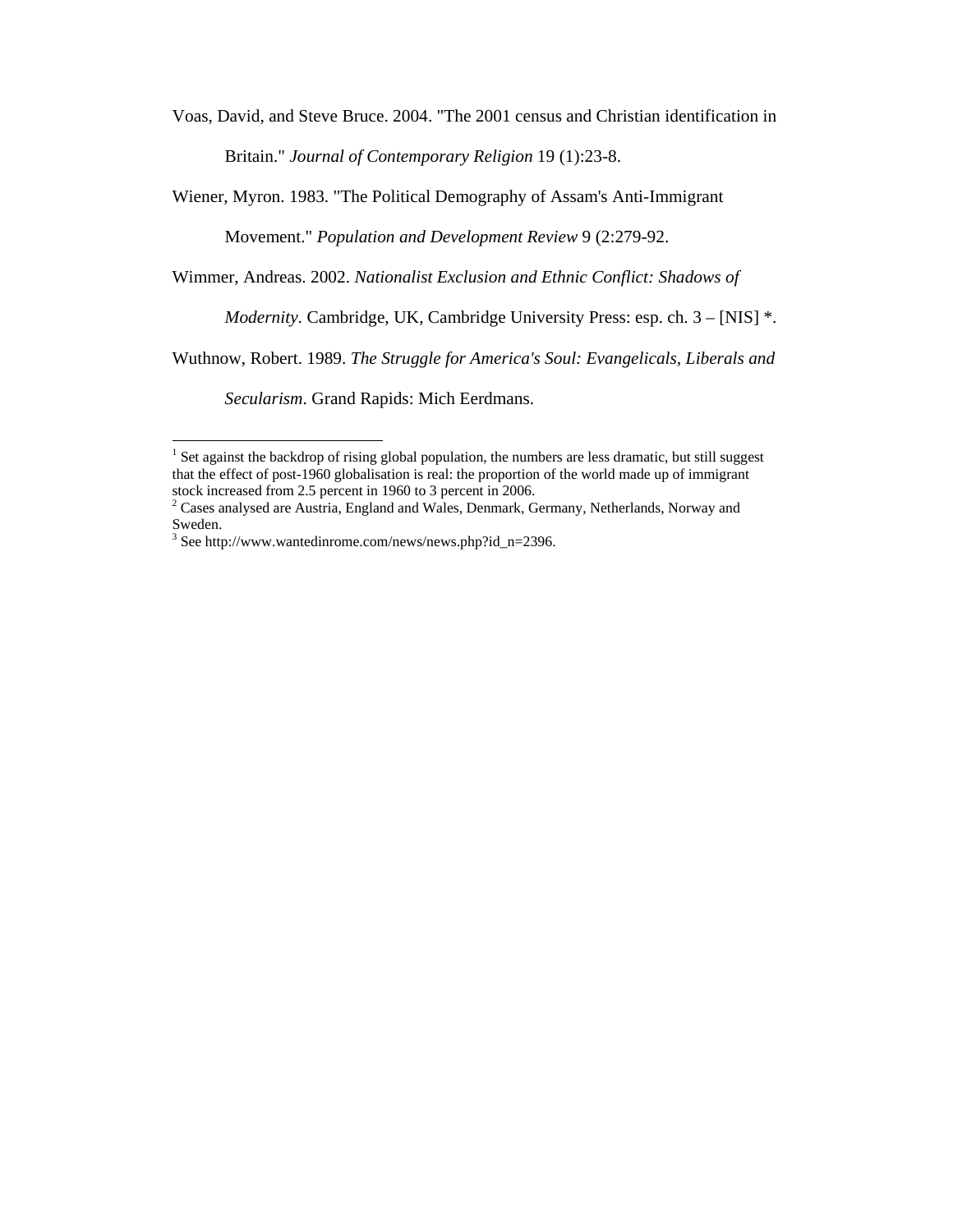Voas, David, and Steve Bruce. 2004. "The 2001 census and Christian identification in Britain." *Journal of Contemporary Religion* 19 (1):23-8.

Wiener, Myron. 1983. "The Political Demography of Assam's Anti-Immigrant Movement." *Population and Development Review* 9 (2:279-92.

Wimmer, Andreas. 2002. *Nationalist Exclusion and Ethnic Conflict: Shadows of Modernity*. Cambridge, UK, Cambridge University Press: esp. ch. 3 – [NIS] *.

Wuthnow, Robert. 1989. *The Struggle for America's Soul: Evangelicals, Liberals and Secularism*. Grand Rapids: Mich Eerdmans.

---

[1] Set against the backdrop of rising global population, the numbers are less dramatic, but still suggest that the effect of post-1960 globalisation is real: the proportion of the world made up of immigrant stock increased from 2.5 percent in 1960 to 3 percent in 2006.

[2] Cases analysed are Austria, England and Wales, Denmark, Germany, Netherlands, Norway and Sweden.

[3] See http://www.wantedinrome.com/news/news.php?id_n=2396.